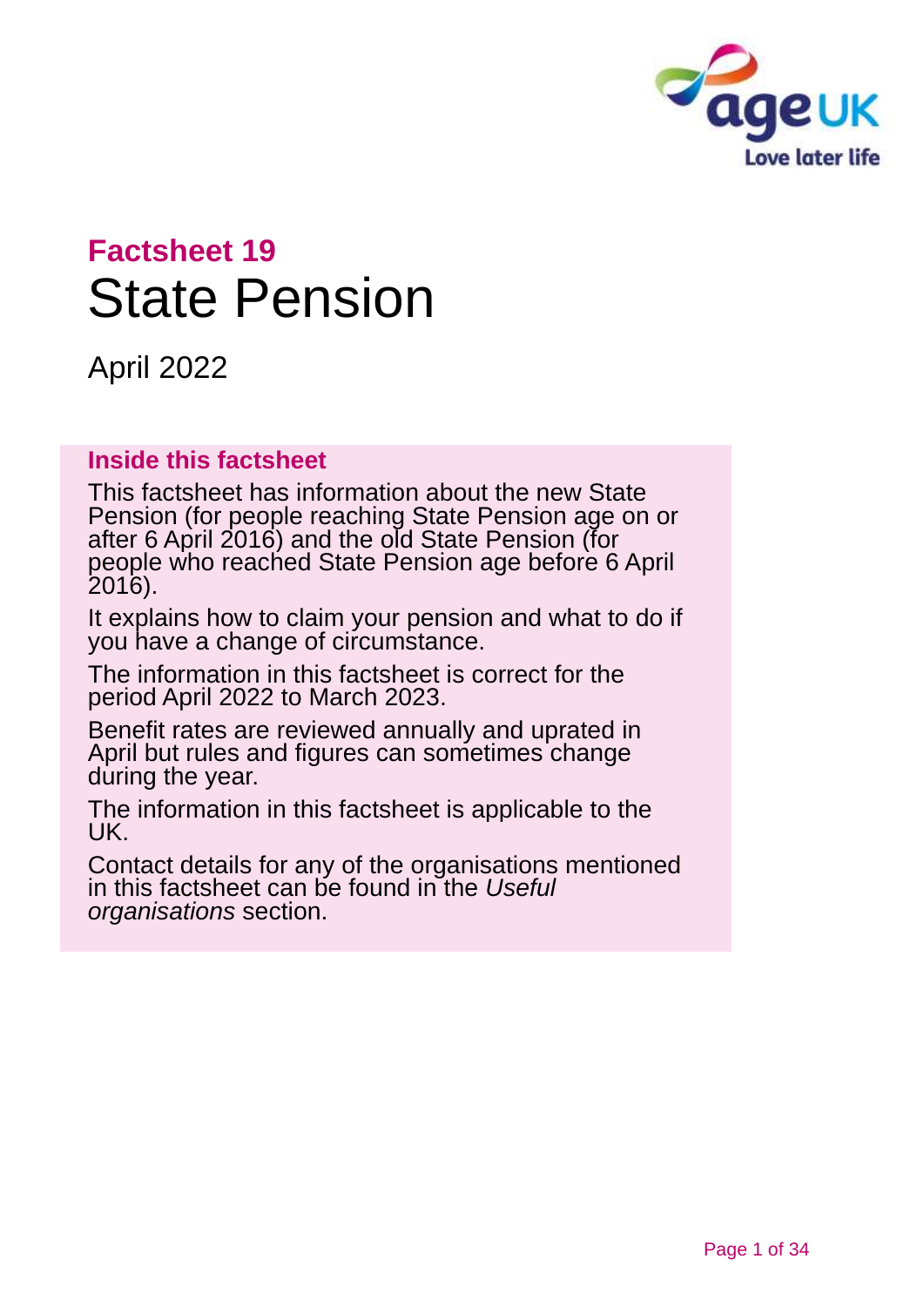## Factsheet 19

# State Pension

April 2022

### Inside this factsheet

This factsheet has information about the new State Pension (for people reaching State Pension age on or after 6 April 2016) and the old State Pension (for people who reached State Pension age before 6 April 2016).

It explains how to claim your pension and what to do if you have a change of circumstance.

The information in this factsheet is correct for the period April 2022 to March 2023.

Benefit rates are reviewed annually and uprated in April but rules and figures can sometimes change during the year.

The information in this factsheet is applicable to the UK.

Contact details for any of the organisations mentioned in this factsheet can be found in the *Useful organisations* section.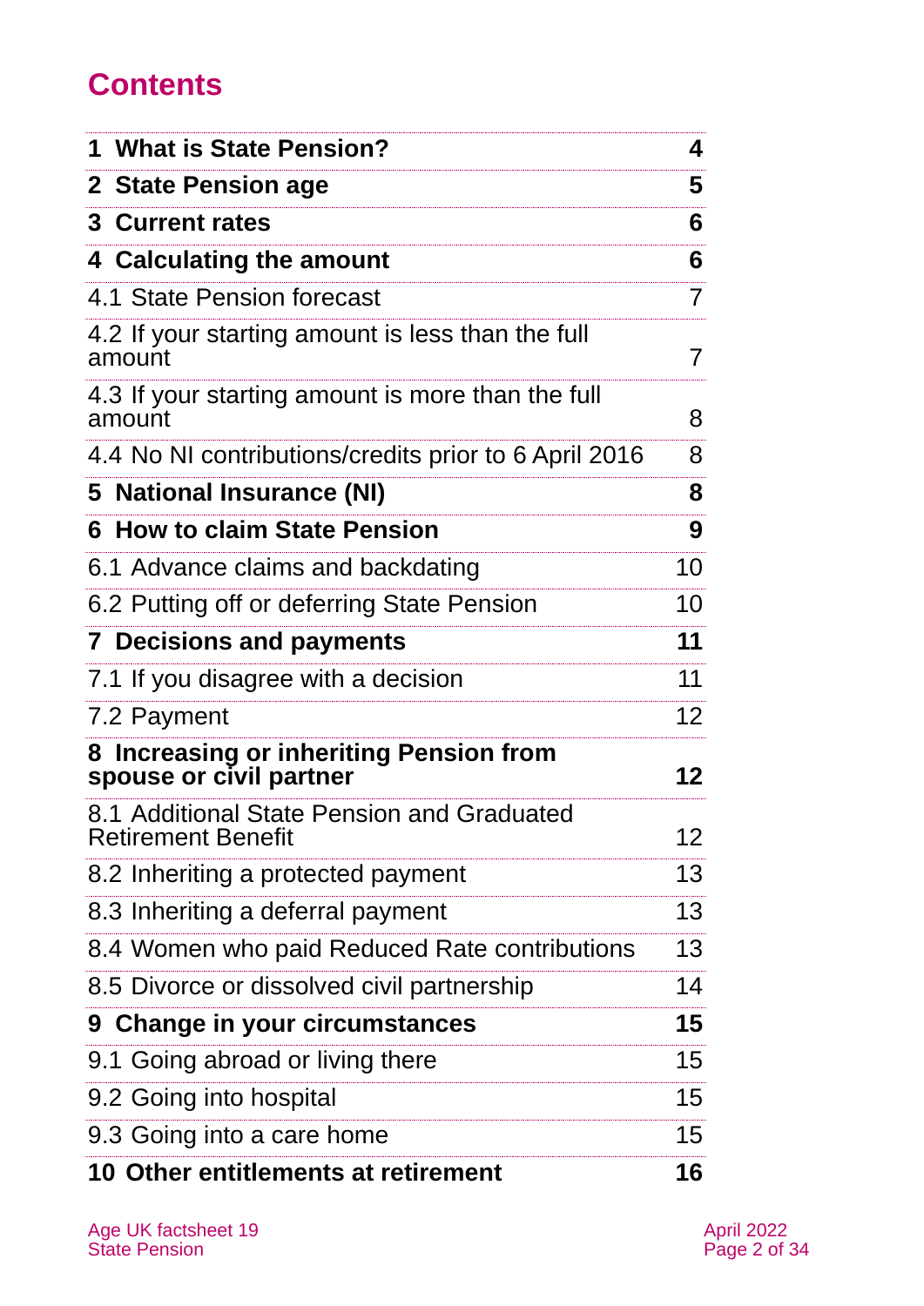# Contents

| | |
|---|---|
| **1 What is State Pension?** | **4** |
| **2 State Pension age** | **5** |
| **3 Current rates** | **6** |
| **4 Calculating the amount** | **6** |
| 4.1 State Pension forecast | 7 |
| 4.2 If your starting amount is less than the full amount | 7 |
| 4.3 If your starting amount is more than the full amount | 8 |
| 4.4 No NI contributions/credits prior to 6 April 2016 | 8 |
| **5 National Insurance (NI)** | **8** |
| **6 How to claim State Pension** | **9** |
| 6.1 Advance claims and backdating | 10 |
| 6.2 Putting off or deferring State Pension | 10 |
| **7 Decisions and payments** | **11** |
| 7.1 If you disagree with a decision | 11 |
| 7.2 Payment | 12 |
| **8 Increasing or inheriting Pension from spouse or civil partner** | **12** |
| 8.1 Additional State Pension and Graduated Retirement Benefit | 12 |
| 8.2 Inheriting a protected payment | 13 |
| 8.3 Inheriting a deferral payment | 13 |
| 8.4 Women who paid Reduced Rate contributions | 13 |
| 8.5 Divorce or dissolved civil partnership | 14 |
| **9 Change in your circumstances** | **15** |
| 9.1 Going abroad or living there | 15 |
| 9.2 Going into hospital | 15 |
| 9.3 Going into a care home | 15 |
| **10 Other entitlements at retirement** | **16** |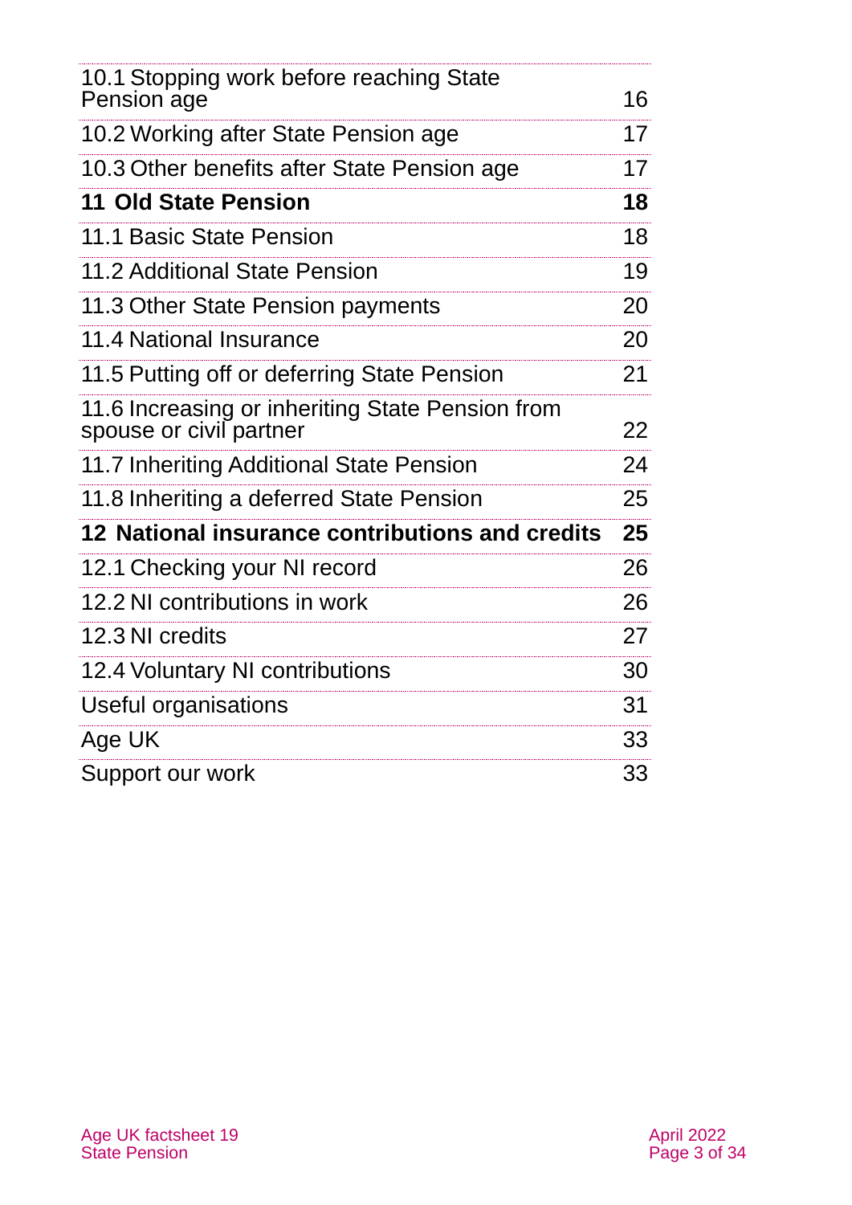| | |
|---|---|
| 10.1 Stopping work before reaching State Pension age | 16 |
| 10.2 Working after State Pension age | 17 |
| 10.3 Other benefits after State Pension age | 17 |
| **11 Old State Pension** | **18** |
| 11.1 Basic State Pension | 18 |
| 11.2 Additional State Pension | 19 |
| 11.3 Other State Pension payments | 20 |
| 11.4 National Insurance | 20 |
| 11.5 Putting off or deferring State Pension | 21 |
| 11.6 Increasing or inheriting State Pension from spouse or civil partner | 22 |
| 11.7 Inheriting Additional State Pension | 24 |
| 11.8 Inheriting a deferred State Pension | 25 |
| **12 National insurance contributions and credits** | **25** |
| 12.1 Checking your NI record | 26 |
| 12.2 NI contributions in work | 26 |
| 12.3 NI credits | 27 |
| 12.4 Voluntary NI contributions | 30 |
| Useful organisations | 31 |
| Age UK | 33 |
| Support our work | 33 |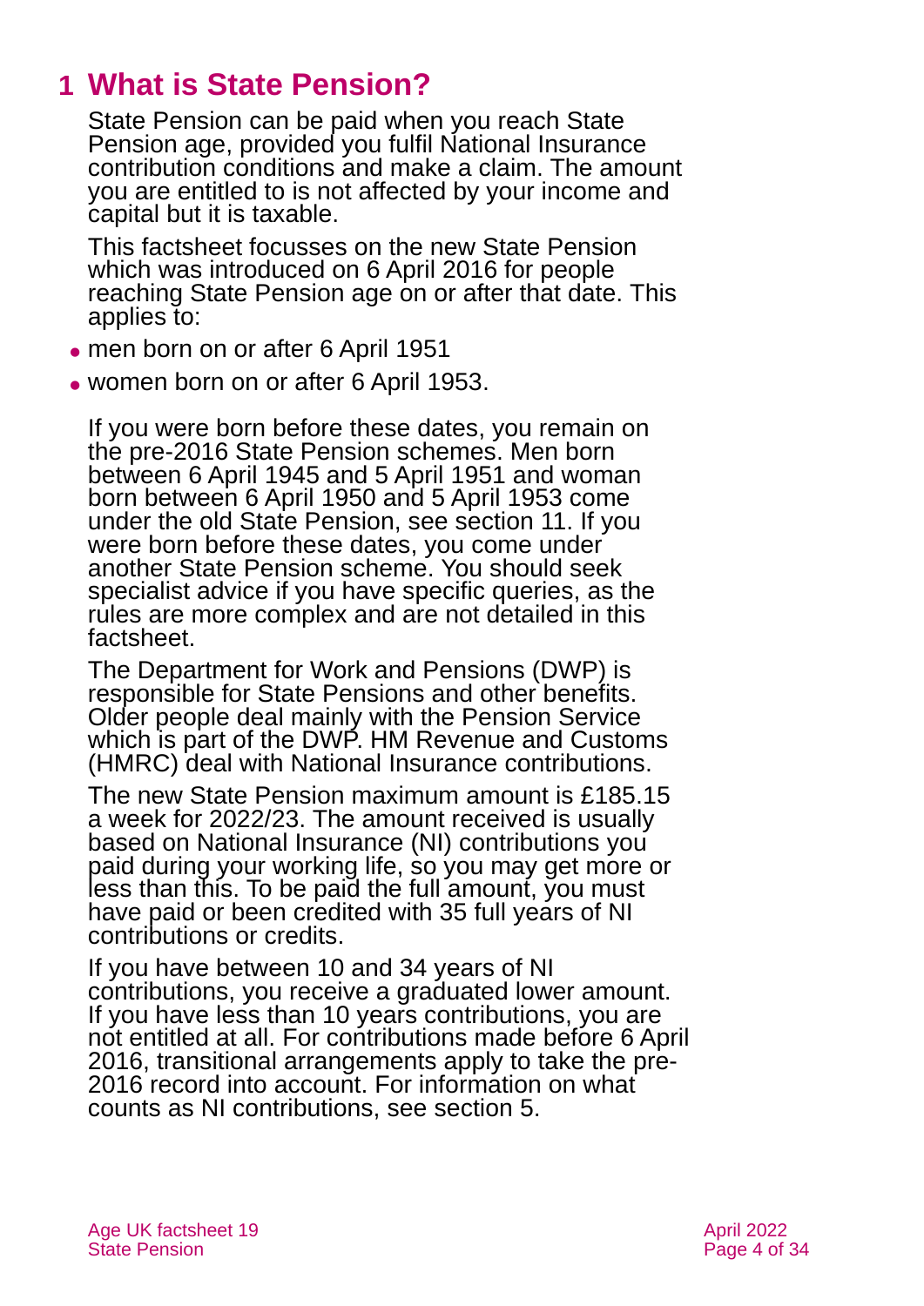# 1 What is State Pension?

State Pension can be paid when you reach State Pension age, provided you fulfil National Insurance contribution conditions and make a claim. The amount you are entitled to is not affected by your income and capital but it is taxable.

This factsheet focusses on the new State Pension which was introduced on 6 April 2016 for people reaching State Pension age on or after that date. This applies to:

- men born on or after 6 April 1951
- women born on or after 6 April 1953.

If you were born before these dates, you remain on the pre-2016 State Pension schemes. Men born between 6 April 1945 and 5 April 1951 and woman born between 6 April 1950 and 5 April 1953 come under the old State Pension, see section 11. If you were born before these dates, you come under another State Pension scheme. You should seek specialist advice if you have specific queries, as the rules are more complex and are not detailed in this factsheet.

The Department for Work and Pensions (DWP) is responsible for State Pensions and other benefits. Older people deal mainly with the Pension Service which is part of the DWP. HM Revenue and Customs (HMRC) deal with National Insurance contributions.

The new State Pension maximum amount is £185.15 a week for 2022/23. The amount received is usually based on National Insurance (NI) contributions you paid during your working life, so you may get more or less than this. To be paid the full amount, you must have paid or been credited with 35 full years of NI contributions or credits.

If you have between 10 and 34 years of NI contributions, you receive a graduated lower amount. If you have less than 10 years contributions, you are not entitled at all. For contributions made before 6 April 2016, transitional arrangements apply to take the pre-2016 record into account. For information on what counts as NI contributions, see section 5.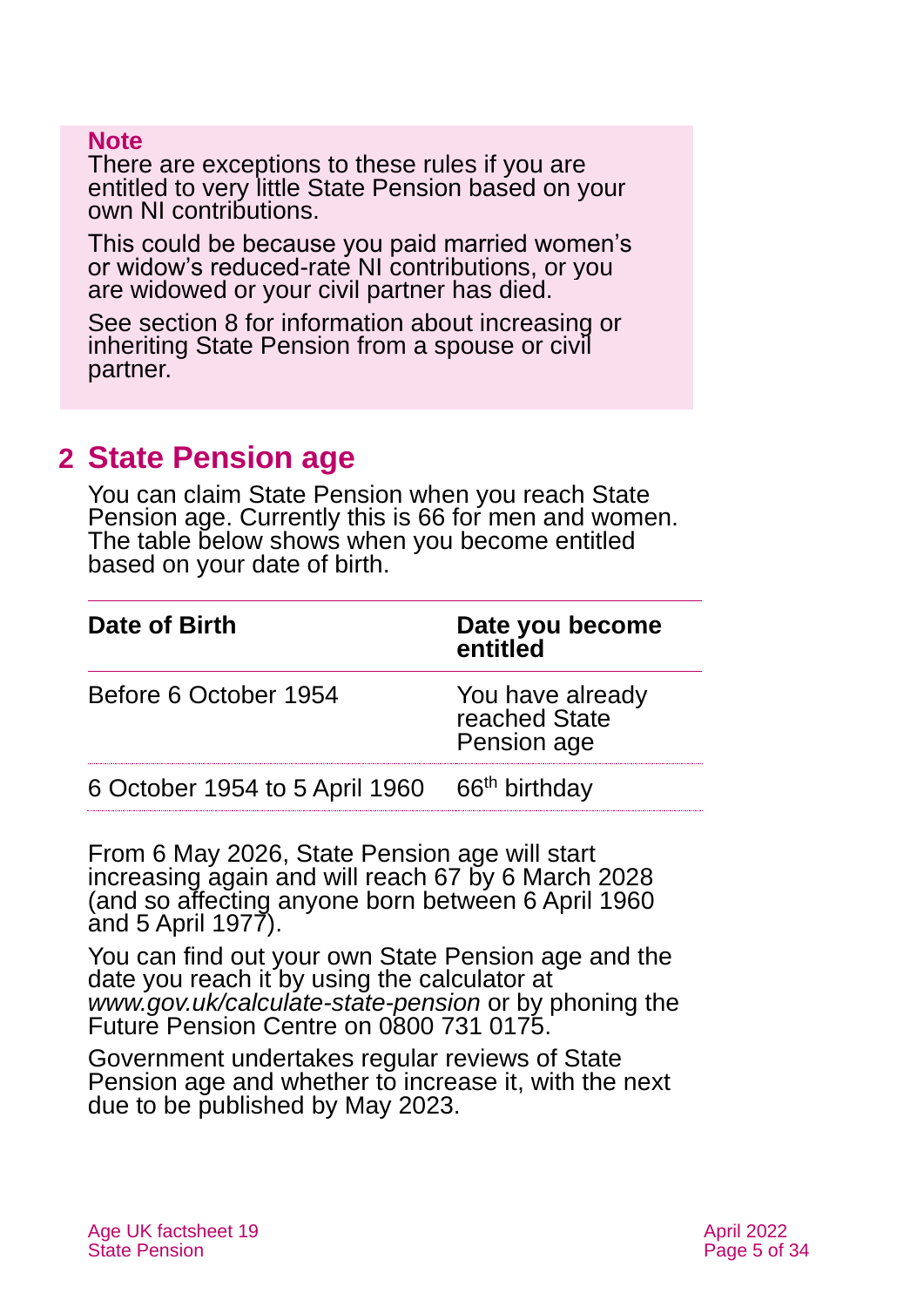> **Note**
>
> There are exceptions to these rules if you are entitled to very little State Pension based on your own NI contributions.
>
> This could be because you paid married women's or widow's reduced-rate NI contributions, or you are widowed or your civil partner has died.
>
> See section 8 for information about increasing or inheriting State Pension from a spouse or civil partner.

## 2 State Pension age

You can claim State Pension when you reach State Pension age. Currently this is 66 for men and women. The table below shows when you become entitled based on your date of birth.

| Date of Birth | Date you become entitled |
|---|---|
| Before 6 October 1954 | You have already reached State Pension age |
| 6 October 1954 to 5 April 1960 | 66th birthday |

From 6 May 2026, State Pension age will start increasing again and will reach 67 by 6 March 2028 (and so affecting anyone born between 6 April 1960 and 5 April 1977).

You can find out your own State Pension age and the date you reach it by using the calculator at *www.gov.uk/calculate-state-pension* or by phoning the Future Pension Centre on 0800 731 0175.

Government undertakes regular reviews of State Pension age and whether to increase it, with the next due to be published by May 2023.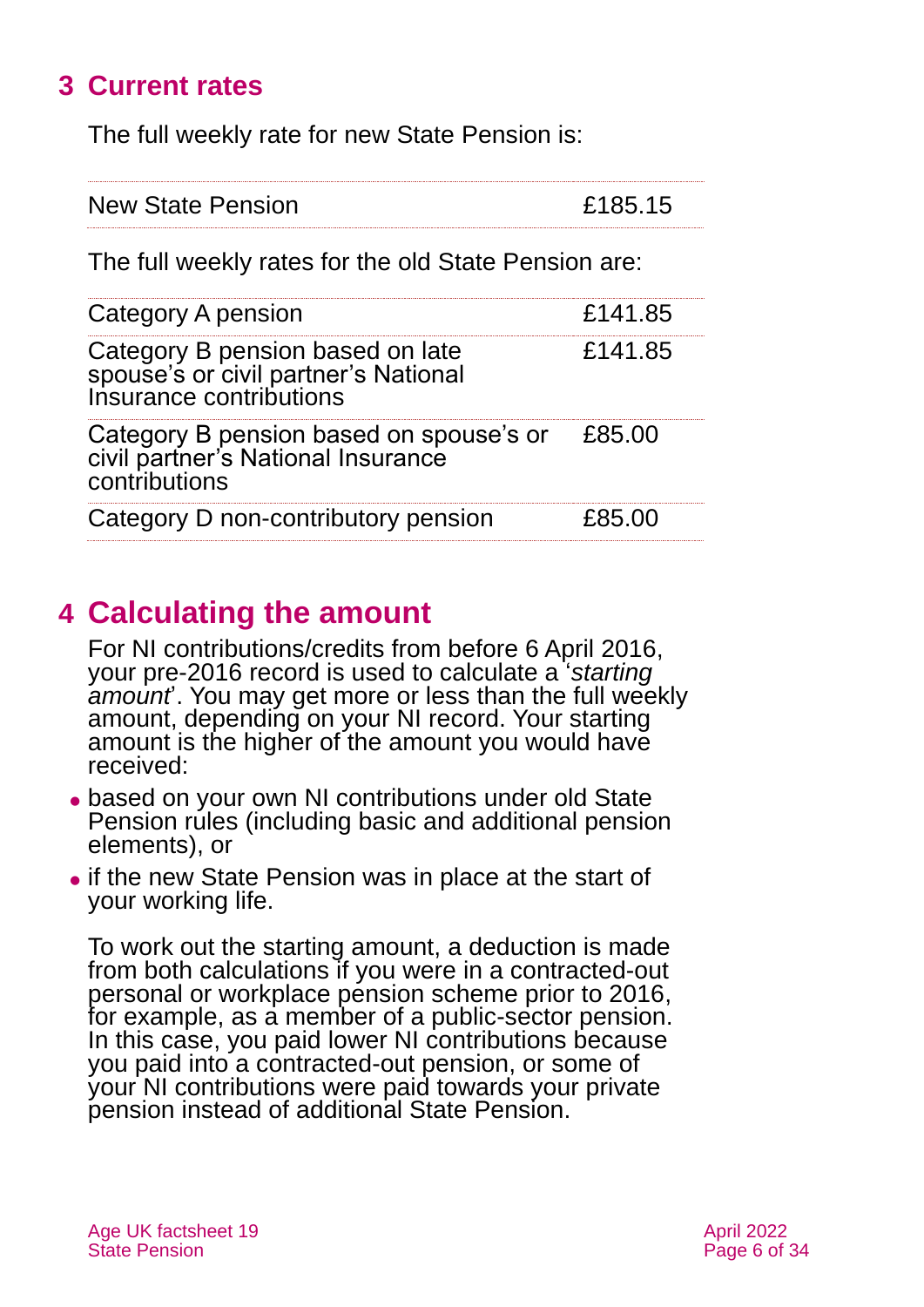## 3 Current rates

The full weekly rate for new State Pension is:

| | |
|---|---|
| New State Pension | £185.15 |

The full weekly rates for the old State Pension are:

| | |
|---|---|
| Category A pension | £141.85 |
| Category B pension based on late spouse's or civil partner's National Insurance contributions | £141.85 |
| Category B pension based on spouse's or civil partner's National Insurance contributions | £85.00 |
| Category D non-contributory pension | £85.00 |

## 4 Calculating the amount

For NI contributions/credits from before 6 April 2016, your pre-2016 record is used to calculate a '*starting amount*'. You may get more or less than the full weekly amount, depending on your NI record. Your starting amount is the higher of the amount you would have received:

- based on your own NI contributions under old State Pension rules (including basic and additional pension elements), or
- if the new State Pension was in place at the start of your working life.

To work out the starting amount, a deduction is made from both calculations if you were in a contracted-out personal or workplace pension scheme prior to 2016, for example, as a member of a public-sector pension. In this case, you paid lower NI contributions because you paid into a contracted-out pension, or some of your NI contributions were paid towards your private pension instead of additional State Pension.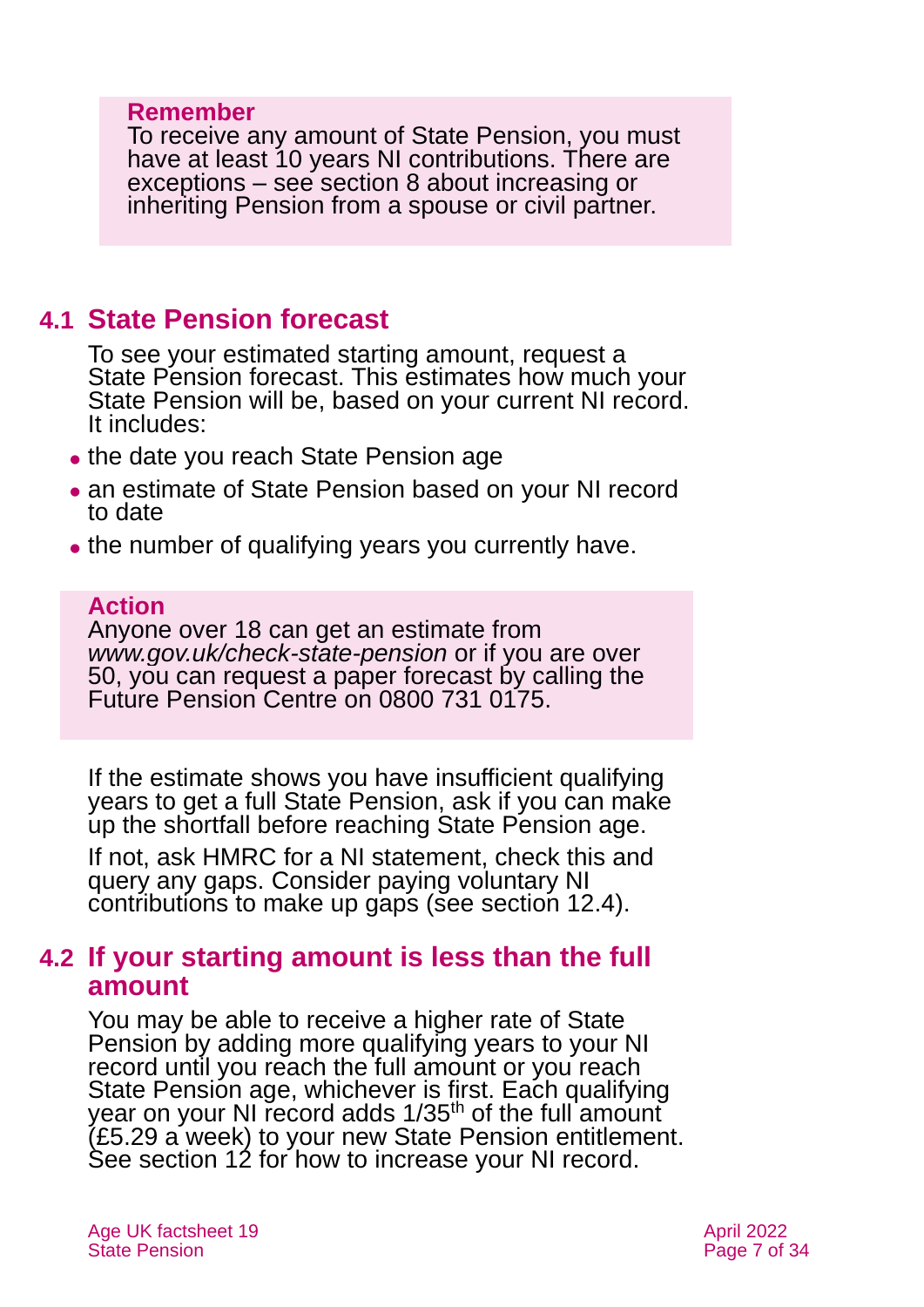**Remember**
To receive any amount of State Pension, you must have at least 10 years NI contributions. There are exceptions – see section 8 about increasing or inheriting Pension from a spouse or civil partner.

## 4.1 State Pension forecast

To see your estimated starting amount, request a State Pension forecast. This estimates how much your State Pension will be, based on your current NI record. It includes:

- the date you reach State Pension age
- an estimate of State Pension based on your NI record to date
- the number of qualifying years you currently have.

**Action**
Anyone over 18 can get an estimate from *www.gov.uk/check-state-pension* or if you are over 50, you can request a paper forecast by calling the Future Pension Centre on 0800 731 0175.

If the estimate shows you have insufficient qualifying years to get a full State Pension, ask if you can make up the shortfall before reaching State Pension age.

If not, ask HMRC for a NI statement, check this and query any gaps. Consider paying voluntary NI contributions to make up gaps (see section 12.4).

## 4.2 If your starting amount is less than the full amount

You may be able to receive a higher rate of State Pension by adding more qualifying years to your NI record until you reach the full amount or you reach State Pension age, whichever is first. Each qualifying year on your NI record adds 1/35th of the full amount (£5.29 a week) to your new State Pension entitlement. See section 12 for how to increase your NI record.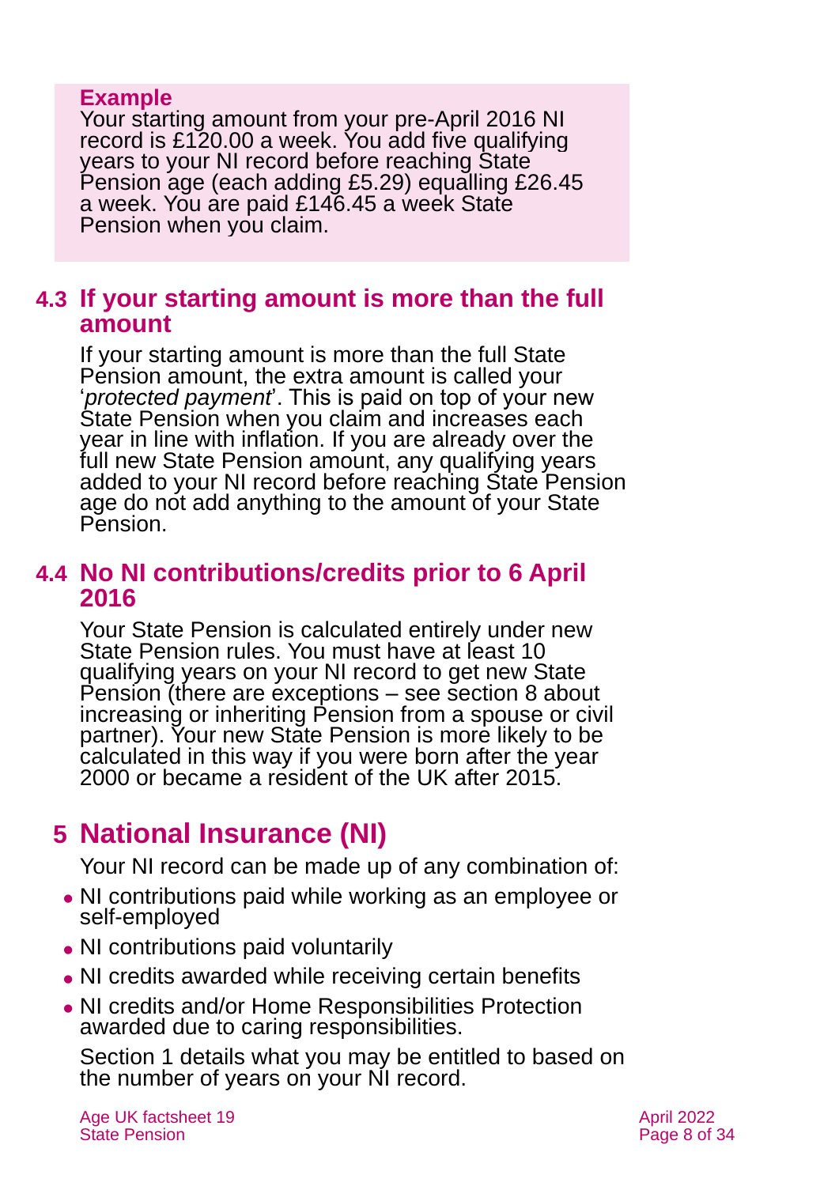**Example**

Your starting amount from your pre-April 2016 NI record is £120.00 a week. You add five qualifying years to your NI record before reaching State Pension age (each adding £5.29) equalling £26.45 a week. You are paid £146.45 a week State Pension when you claim.

## 4.3 If your starting amount is more than the full amount

If your starting amount is more than the full State Pension amount, the extra amount is called your '*protected payment*'. This is paid on top of your new State Pension when you claim and increases each year in line with inflation. If you are already over the full new State Pension amount, any qualifying years added to your NI record before reaching State Pension age do not add anything to the amount of your State Pension.

## 4.4 No NI contributions/credits prior to 6 April 2016

Your State Pension is calculated entirely under new State Pension rules. You must have at least 10 qualifying years on your NI record to get new State Pension (there are exceptions – see section 8 about increasing or inheriting Pension from a spouse or civil partner). Your new State Pension is more likely to be calculated in this way if you were born after the year 2000 or became a resident of the UK after 2015.

# 5 National Insurance (NI)

Your NI record can be made up of any combination of:

- NI contributions paid while working as an employee or self-employed
- NI contributions paid voluntarily
- NI credits awarded while receiving certain benefits
- NI credits and/or Home Responsibilities Protection awarded due to caring responsibilities.

Section 1 details what you may be entitled to based on the number of years on your NI record.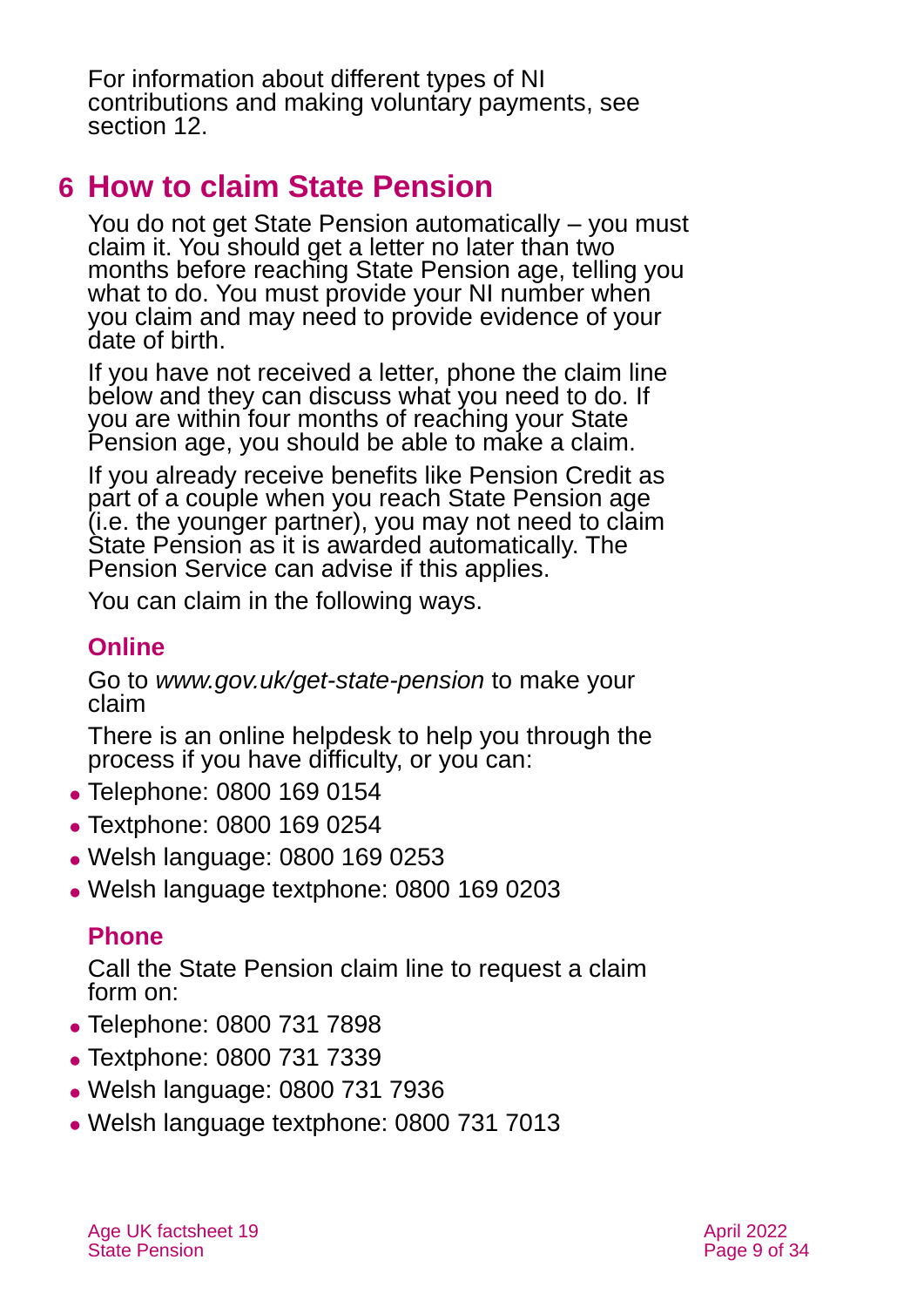For information about different types of NI contributions and making voluntary payments, see section 12.

# 6 How to claim State Pension

You do not get State Pension automatically – you must claim it. You should get a letter no later than two months before reaching State Pension age, telling you what to do. You must provide your NI number when you claim and may need to provide evidence of your date of birth.

If you have not received a letter, phone the claim line below and they can discuss what you need to do. If you are within four months of reaching your State Pension age, you should be able to make a claim.

If you already receive benefits like Pension Credit as part of a couple when you reach State Pension age (i.e. the younger partner), you may not need to claim State Pension as it is awarded automatically. The Pension Service can advise if this applies.

You can claim in the following ways.

## Online

Go to *www.gov.uk/get-state-pension* to make your claim

There is an online helpdesk to help you through the process if you have difficulty, or you can:

- Telephone: 0800 169 0154
- Textphone: 0800 169 0254
- Welsh language: 0800 169 0253
- Welsh language textphone: 0800 169 0203

## Phone

Call the State Pension claim line to request a claim form on:

- Telephone: 0800 731 7898
- Textphone: 0800 731 7339
- Welsh language: 0800 731 7936
- Welsh language textphone: 0800 731 7013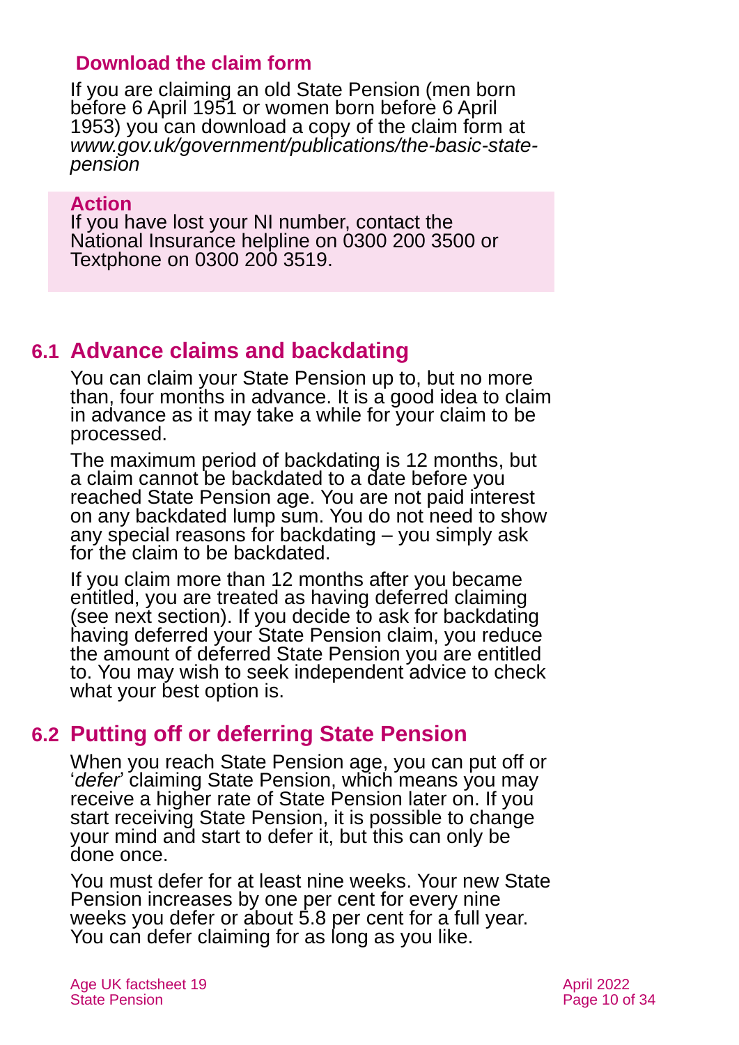### Download the claim form

If you are claiming an old State Pension (men born before 6 April 1951 or women born before 6 April 1953) you can download a copy of the claim form at *www.gov.uk/government/publications/the-basic-state-pension*

**Action**
If you have lost your NI number, contact the National Insurance helpline on 0300 200 3500 or Textphone on 0300 200 3519.

## 6.1 Advance claims and backdating

You can claim your State Pension up to, but no more than, four months in advance. It is a good idea to claim in advance as it may take a while for your claim to be processed.

The maximum period of backdating is 12 months, but a claim cannot be backdated to a date before you reached State Pension age. You are not paid interest on any backdated lump sum. You do not need to show any special reasons for backdating – you simply ask for the claim to be backdated.

If you claim more than 12 months after you became entitled, you are treated as having deferred claiming (see next section). If you decide to ask for backdating having deferred your State Pension claim, you reduce the amount of deferred State Pension you are entitled to. You may wish to seek independent advice to check what your best option is.

## 6.2 Putting off or deferring State Pension

When you reach State Pension age, you can put off or '*defer*' claiming State Pension, which means you may receive a higher rate of State Pension later on. If you start receiving State Pension, it is possible to change your mind and start to defer it, but this can only be done once.

You must defer for at least nine weeks. Your new State Pension increases by one per cent for every nine weeks you defer or about 5.8 per cent for a full year. You can defer claiming for as long as you like.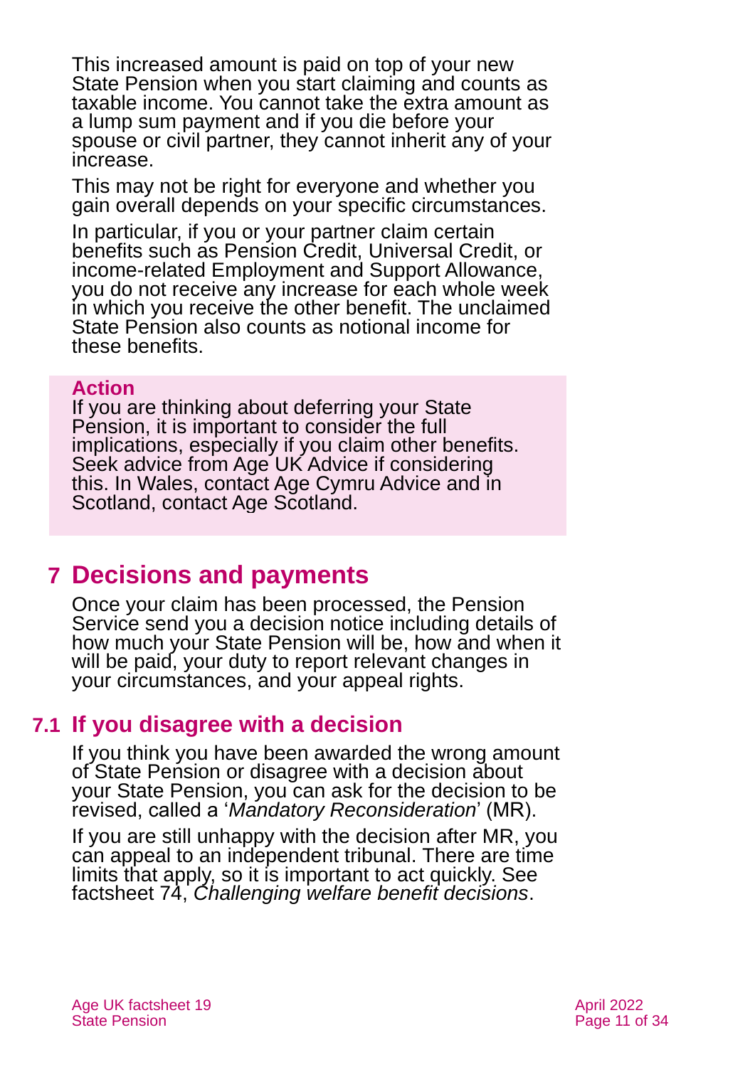This increased amount is paid on top of your new State Pension when you start claiming and counts as taxable income. You cannot take the extra amount as a lump sum payment and if you die before your spouse or civil partner, they cannot inherit any of your increase.

This may not be right for everyone and whether you gain overall depends on your specific circumstances.

In particular, if you or your partner claim certain benefits such as Pension Credit, Universal Credit, or income-related Employment and Support Allowance, you do not receive any increase for each whole week in which you receive the other benefit. The unclaimed State Pension also counts as notional income for these benefits.

**Action**
If you are thinking about deferring your State Pension, it is important to consider the full implications, especially if you claim other benefits. Seek advice from Age UK Advice if considering this. In Wales, contact Age Cymru Advice and in Scotland, contact Age Scotland.

# 7 Decisions and payments

Once your claim has been processed, the Pension Service send you a decision notice including details of how much your State Pension will be, how and when it will be paid, your duty to report relevant changes in your circumstances, and your appeal rights.

## 7.1 If you disagree with a decision

If you think you have been awarded the wrong amount of State Pension or disagree with a decision about your State Pension, you can ask for the decision to be revised, called a '*Mandatory Reconsideration*' (MR).

If you are still unhappy with the decision after MR, you can appeal to an independent tribunal. There are time limits that apply, so it is important to act quickly. See factsheet 74, *Challenging welfare benefit decisions*.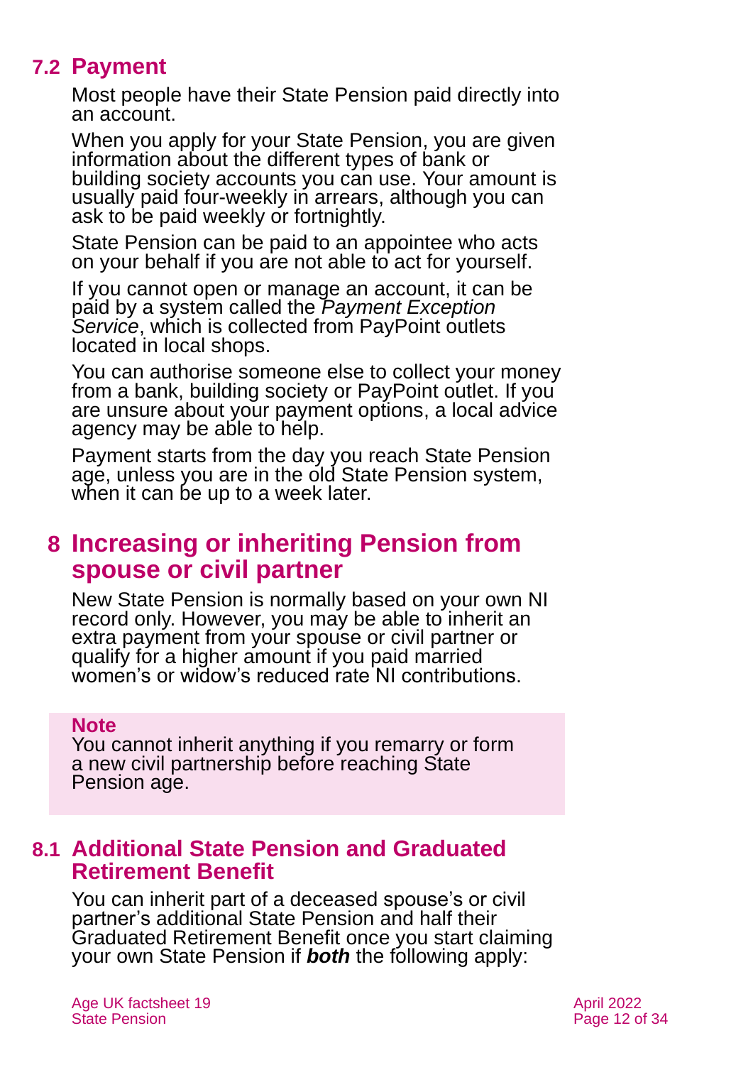## 7.2 Payment

Most people have their State Pension paid directly into an account.

When you apply for your State Pension, you are given information about the different types of bank or building society accounts you can use. Your amount is usually paid four-weekly in arrears, although you can ask to be paid weekly or fortnightly.

State Pension can be paid to an appointee who acts on your behalf if you are not able to act for yourself.

If you cannot open or manage an account, it can be paid by a system called the *Payment Exception Service*, which is collected from PayPoint outlets located in local shops.

You can authorise someone else to collect your money from a bank, building society or PayPoint outlet. If you are unsure about your payment options, a local advice agency may be able to help.

Payment starts from the day you reach State Pension age, unless you are in the old State Pension system, when it can be up to a week later.

# 8 Increasing or inheriting Pension from spouse or civil partner

New State Pension is normally based on your own NI record only. However, you may be able to inherit an extra payment from your spouse or civil partner or qualify for a higher amount if you paid married women's or widow's reduced rate NI contributions.

> **Note**
> You cannot inherit anything if you remarry or form a new civil partnership before reaching State Pension age.

## 8.1 Additional State Pension and Graduated Retirement Benefit

You can inherit part of a deceased spouse's or civil partner's additional State Pension and half their Graduated Retirement Benefit once you start claiming your own State Pension if ***both*** the following apply: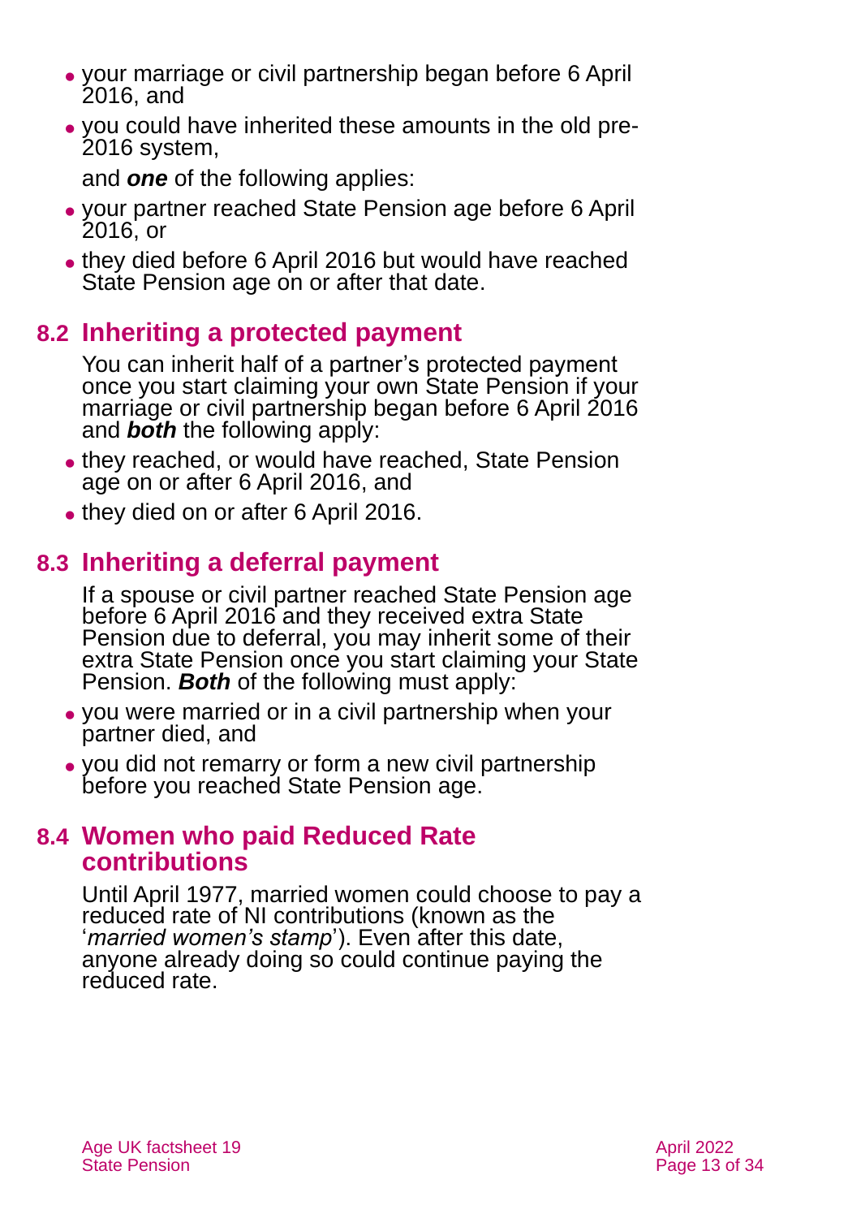- your marriage or civil partnership began before 6 April 2016, and
- you could have inherited these amounts in the old pre-2016 system,

and ***one*** of the following applies:

- your partner reached State Pension age before 6 April 2016, or
- they died before 6 April 2016 but would have reached State Pension age on or after that date.

## 8.2 Inheriting a protected payment

You can inherit half of a partner's protected payment once you start claiming your own State Pension if your marriage or civil partnership began before 6 April 2016 and ***both*** the following apply:

- they reached, or would have reached, State Pension age on or after 6 April 2016, and
- they died on or after 6 April 2016.

## 8.3 Inheriting a deferral payment

If a spouse or civil partner reached State Pension age before 6 April 2016 and they received extra State Pension due to deferral, you may inherit some of their extra State Pension once you start claiming your State Pension. ***Both*** of the following must apply:

- you were married or in a civil partnership when your partner died, and
- you did not remarry or form a new civil partnership before you reached State Pension age.

## 8.4 Women who paid Reduced Rate contributions

Until April 1977, married women could choose to pay a reduced rate of NI contributions (known as the '*married women's stamp*'). Even after this date, anyone already doing so could continue paying the reduced rate.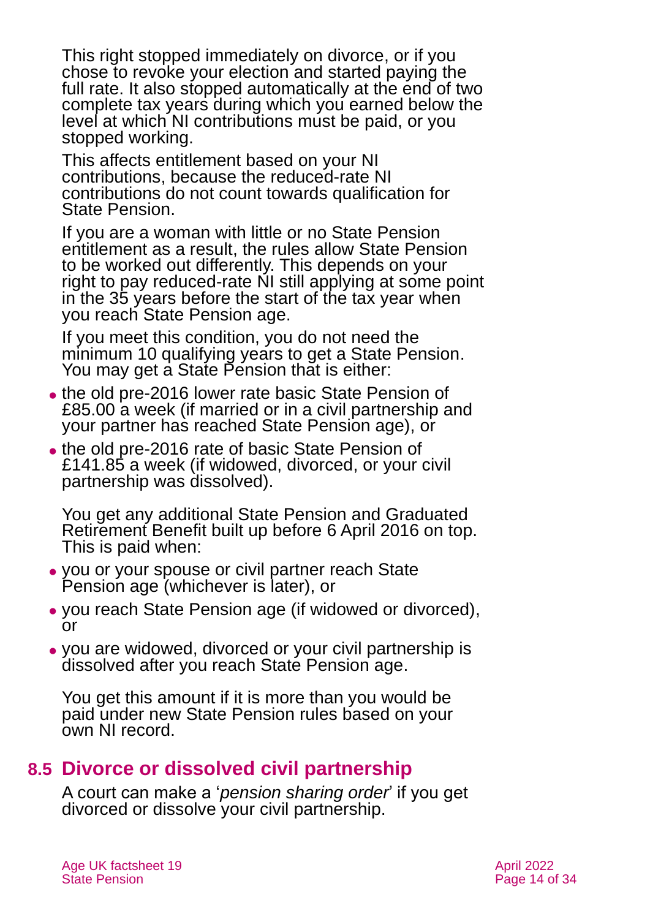This right stopped immediately on divorce, or if you chose to revoke your election and started paying the full rate. It also stopped automatically at the end of two complete tax years during which you earned below the level at which NI contributions must be paid, or you stopped working.

This affects entitlement based on your NI contributions, because the reduced-rate NI contributions do not count towards qualification for State Pension.

If you are a woman with little or no State Pension entitlement as a result, the rules allow State Pension to be worked out differently. This depends on your right to pay reduced-rate NI still applying at some point in the 35 years before the start of the tax year when you reach State Pension age.

If you meet this condition, you do not need the minimum 10 qualifying years to get a State Pension. You may get a State Pension that is either:

- the old pre-2016 lower rate basic State Pension of £85.00 a week (if married or in a civil partnership and your partner has reached State Pension age), or
- the old pre-2016 rate of basic State Pension of £141.85 a week (if widowed, divorced, or your civil partnership was dissolved).

You get any additional State Pension and Graduated Retirement Benefit built up before 6 April 2016 on top. This is paid when:

- you or your spouse or civil partner reach State Pension age (whichever is later), or
- you reach State Pension age (if widowed or divorced), or
- you are widowed, divorced or your civil partnership is dissolved after you reach State Pension age.

You get this amount if it is more than you would be paid under new State Pension rules based on your own NI record.

## 8.5 Divorce or dissolved civil partnership

A court can make a '*pension sharing order*' if you get divorced or dissolve your civil partnership.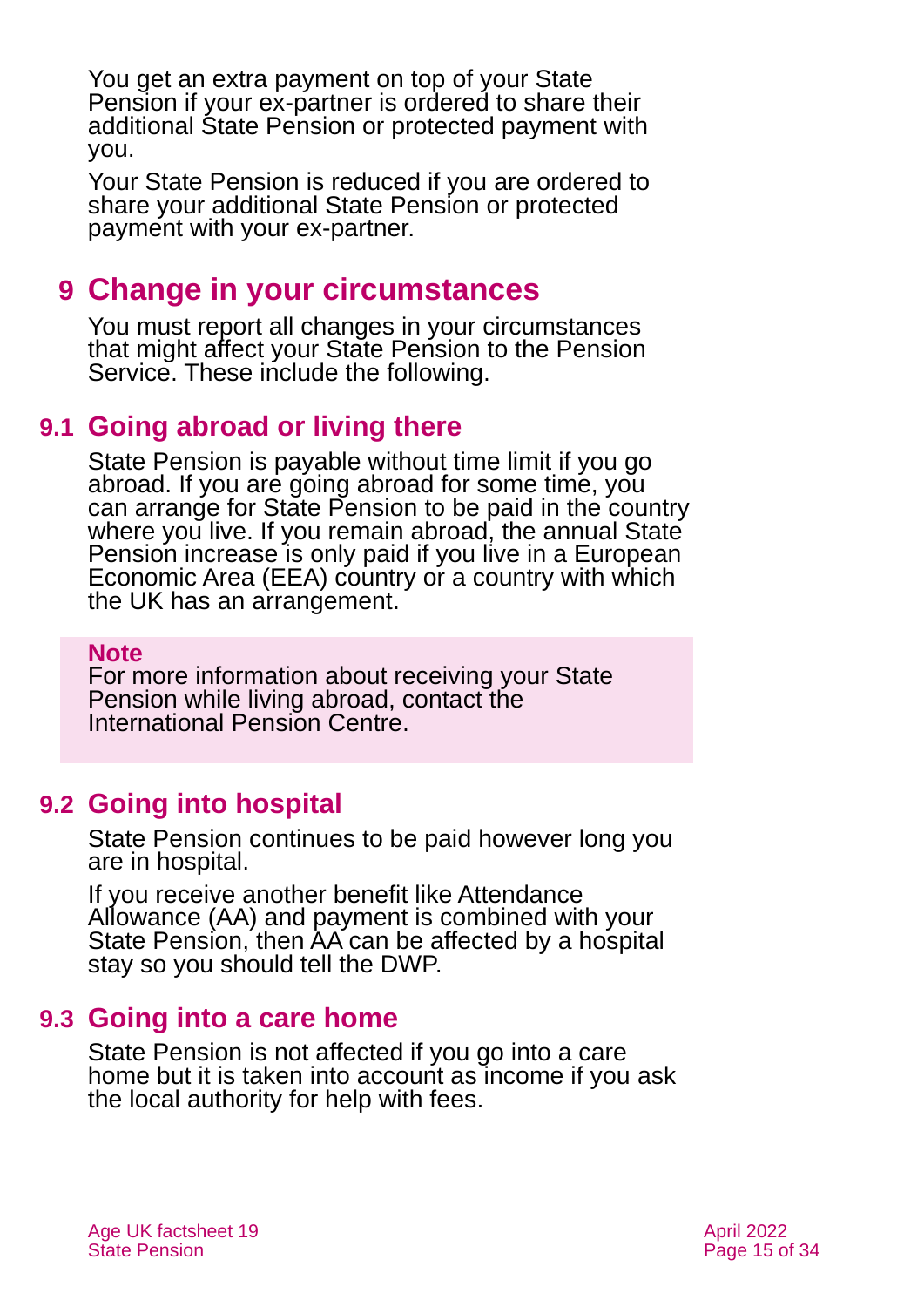You get an extra payment on top of your State Pension if your ex-partner is ordered to share their additional State Pension or protected payment with you.

Your State Pension is reduced if you are ordered to share your additional State Pension or protected payment with your ex-partner.

# 9 Change in your circumstances

You must report all changes in your circumstances that might affect your State Pension to the Pension Service. These include the following.

## 9.1 Going abroad or living there

State Pension is payable without time limit if you go abroad. If you are going abroad for some time, you can arrange for State Pension to be paid in the country where you live. If you remain abroad, the annual State Pension increase is only paid if you live in a European Economic Area (EEA) country or a country with which the UK has an arrangement.

**Note**
For more information about receiving your State Pension while living abroad, contact the International Pension Centre.

## 9.2 Going into hospital

State Pension continues to be paid however long you are in hospital.

If you receive another benefit like Attendance Allowance (AA) and payment is combined with your State Pension, then AA can be affected by a hospital stay so you should tell the DWP.

## 9.3 Going into a care home

State Pension is not affected if you go into a care home but it is taken into account as income if you ask the local authority for help with fees.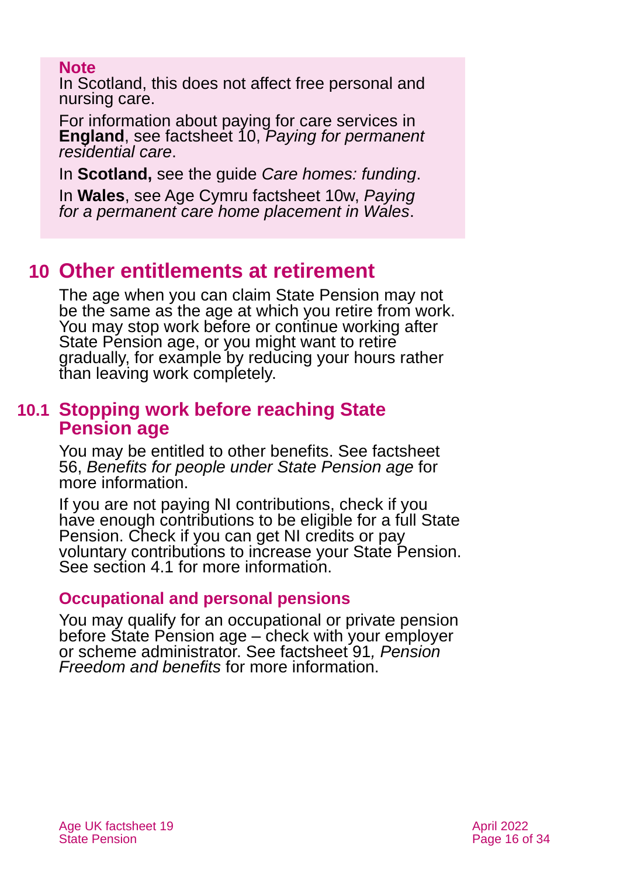> **Note**
> In Scotland, this does not affect free personal and nursing care.
>
> For information about paying for care services in **England**, see factsheet 10, *Paying for permanent residential care*.
>
> In **Scotland,** see the guide *Care homes: funding*.
>
> In **Wales**, see Age Cymru factsheet 10w, *Paying for a permanent care home placement in Wales*.

## 10 Other entitlements at retirement

The age when you can claim State Pension may not be the same as the age at which you retire from work. You may stop work before or continue working after State Pension age, or you might want to retire gradually, for example by reducing your hours rather than leaving work completely.

### 10.1 Stopping work before reaching State Pension age

You may be entitled to other benefits. See factsheet 56, *Benefits for people under State Pension age* for more information.

If you are not paying NI contributions, check if you have enough contributions to be eligible for a full State Pension. Check if you can get NI credits or pay voluntary contributions to increase your State Pension. See section 4.1 for more information.

#### Occupational and personal pensions

You may qualify for an occupational or private pension before State Pension age – check with your employer or scheme administrator. See factsheet 91*, Pension Freedom and benefits* for more information.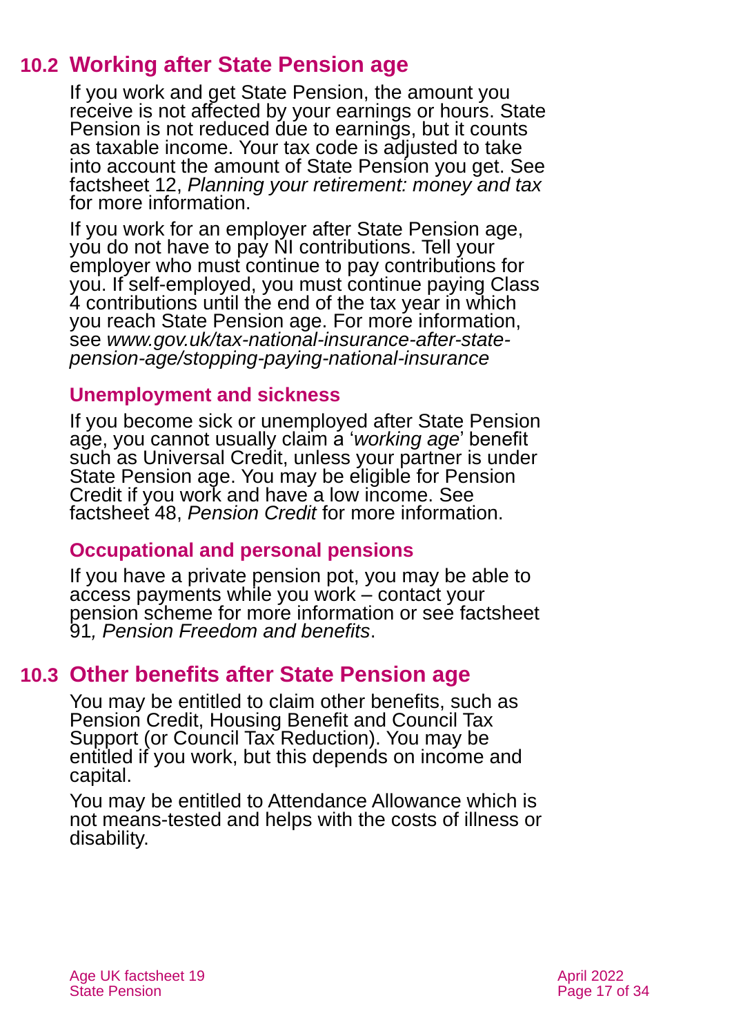## 10.2 Working after State Pension age

If you work and get State Pension, the amount you receive is not affected by your earnings or hours. State Pension is not reduced due to earnings, but it counts as taxable income. Your tax code is adjusted to take into account the amount of State Pension you get. See factsheet 12, *Planning your retirement: money and tax* for more information.

If you work for an employer after State Pension age, you do not have to pay NI contributions. Tell your employer who must continue to pay contributions for you. If self-employed, you must continue paying Class 4 contributions until the end of the tax year in which you reach State Pension age. For more information, see *www.gov.uk/tax-national-insurance-after-state-pension-age/stopping-paying-national-insurance*

### Unemployment and sickness

If you become sick or unemployed after State Pension age, you cannot usually claim a '*working age*' benefit such as Universal Credit, unless your partner is under State Pension age. You may be eligible for Pension Credit if you work and have a low income. See factsheet 48, *Pension Credit* for more information.

### Occupational and personal pensions

If you have a private pension pot, you may be able to access payments while you work – contact your pension scheme for more information or see factsheet 91*, Pension Freedom and benefits*.

## 10.3 Other benefits after State Pension age

You may be entitled to claim other benefits, such as Pension Credit, Housing Benefit and Council Tax Support (or Council Tax Reduction). You may be entitled if you work, but this depends on income and capital.

You may be entitled to Attendance Allowance which is not means-tested and helps with the costs of illness or disability.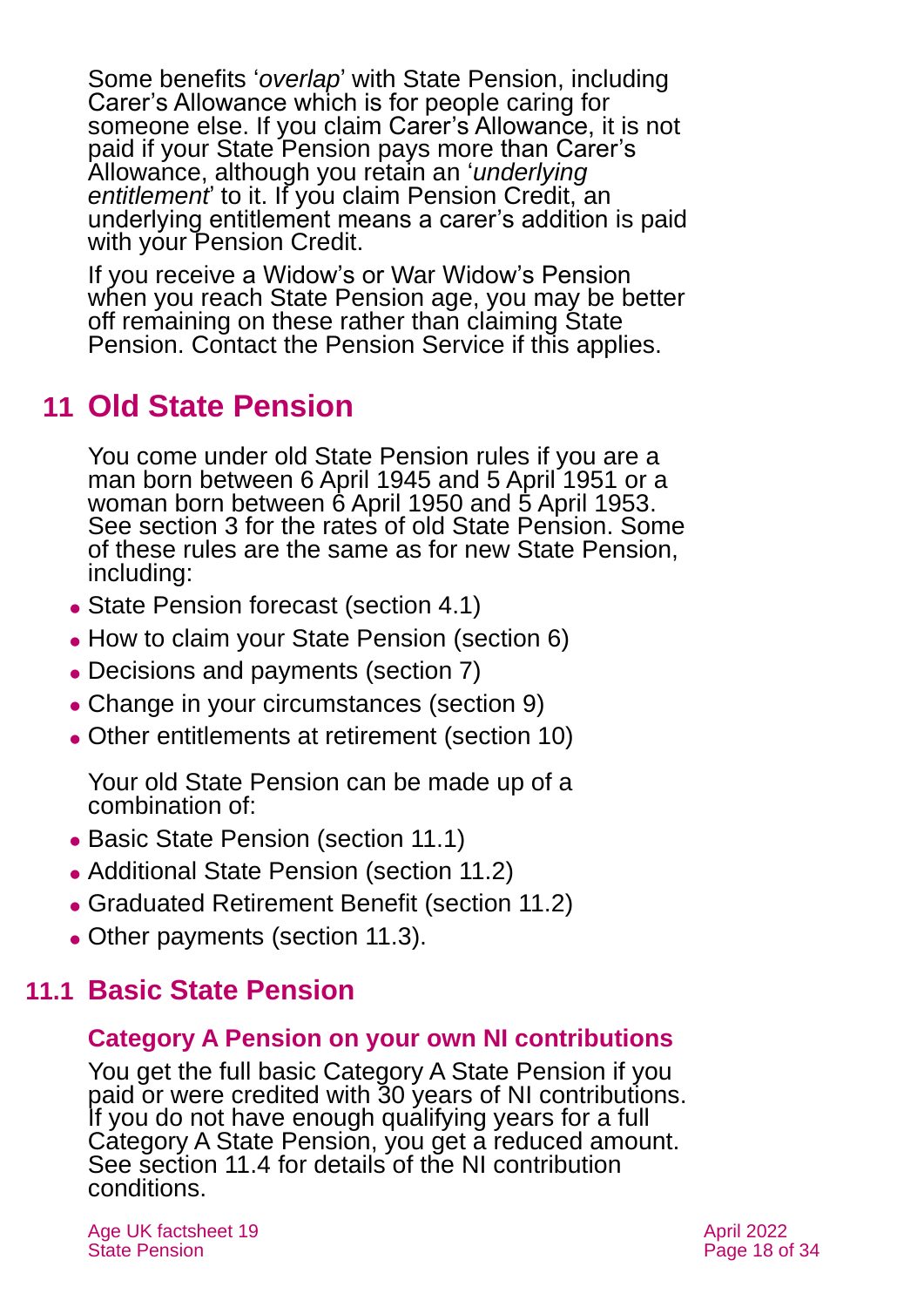Some benefits '*overlap*' with State Pension, including Carer's Allowance which is for people caring for someone else. If you claim Carer's Allowance, it is not paid if your State Pension pays more than Carer's Allowance, although you retain an '*underlying entitlement*' to it. If you claim Pension Credit, an underlying entitlement means a carer's addition is paid with your Pension Credit.

If you receive a Widow's or War Widow's Pension when you reach State Pension age, you may be better off remaining on these rather than claiming State Pension. Contact the Pension Service if this applies.

## 11 Old State Pension

You come under old State Pension rules if you are a man born between 6 April 1945 and 5 April 1951 or a woman born between 6 April 1950 and 5 April 1953. See section 3 for the rates of old State Pension. Some of these rules are the same as for new State Pension, including:

- State Pension forecast (section 4.1)
- How to claim your State Pension (section 6)
- Decisions and payments (section 7)
- Change in your circumstances (section 9)
- Other entitlements at retirement (section 10)

Your old State Pension can be made up of a combination of:

- Basic State Pension (section 11.1)
- Additional State Pension (section 11.2)
- Graduated Retirement Benefit (section 11.2)
- Other payments (section 11.3).

### 11.1 Basic State Pension

#### Category A Pension on your own NI contributions

You get the full basic Category A State Pension if you paid or were credited with 30 years of NI contributions. If you do not have enough qualifying years for a full Category A State Pension, you get a reduced amount. See section 11.4 for details of the NI contribution conditions.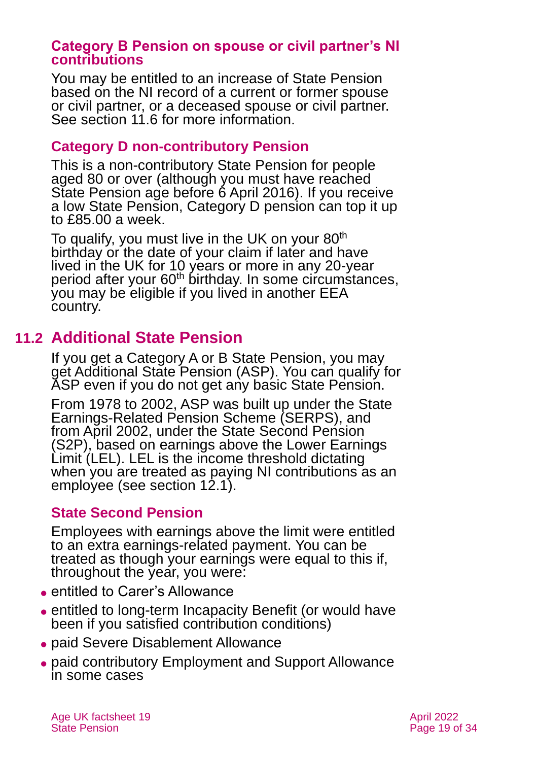### Category B Pension on spouse or civil partner's NI contributions

You may be entitled to an increase of State Pension based on the NI record of a current or former spouse or civil partner, or a deceased spouse or civil partner. See section 11.6 for more information.

### Category D non-contributory Pension

This is a non-contributory State Pension for people aged 80 or over (although you must have reached State Pension age before 6 April 2016). If you receive a low State Pension, Category D pension can top it up to £85.00 a week.

To qualify, you must live in the UK on your 80th birthday or the date of your claim if later and have lived in the UK for 10 years or more in any 20-year period after your 60th birthday. In some circumstances, you may be eligible if you lived in another EEA country.

## 11.2 Additional State Pension

If you get a Category A or B State Pension, you may get Additional State Pension (ASP). You can qualify for ASP even if you do not get any basic State Pension.

From 1978 to 2002, ASP was built up under the State Earnings-Related Pension Scheme (SERPS), and from April 2002, under the State Second Pension (S2P), based on earnings above the Lower Earnings Limit (LEL). LEL is the income threshold dictating when you are treated as paying NI contributions as an employee (see section 12.1).

### State Second Pension

Employees with earnings above the limit were entitled to an extra earnings-related payment. You can be treated as though your earnings were equal to this if, throughout the year, you were:

- entitled to Carer's Allowance
- entitled to long-term Incapacity Benefit (or would have been if you satisfied contribution conditions)
- paid Severe Disablement Allowance
- paid contributory Employment and Support Allowance in some cases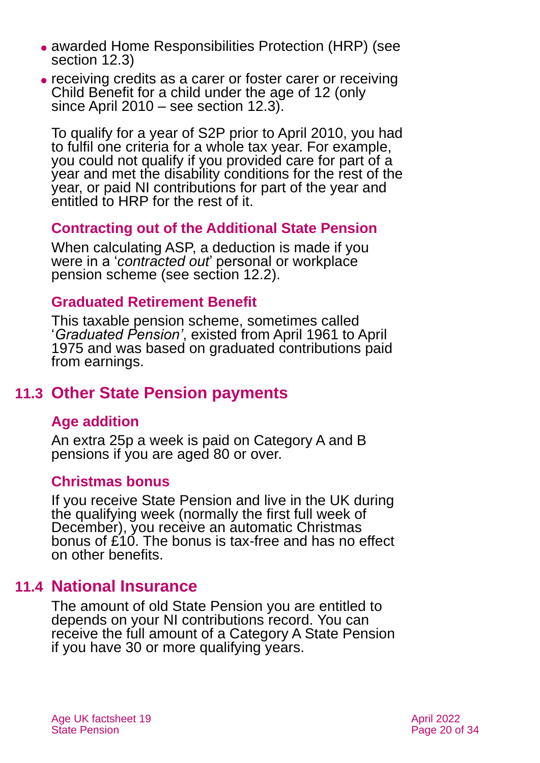- awarded Home Responsibilities Protection (HRP) (see section 12.3)
- receiving credits as a carer or foster carer or receiving Child Benefit for a child under the age of 12 (only since April 2010 – see section 12.3).

To qualify for a year of S2P prior to April 2010, you had to fulfil one criteria for a whole tax year. For example, you could not qualify if you provided care for part of a year and met the disability conditions for the rest of the year, or paid NI contributions for part of the year and entitled to HRP for the rest of it.

### Contracting out of the Additional State Pension

When calculating ASP, a deduction is made if you were in a '*contracted out*' personal or workplace pension scheme (see section 12.2).

### Graduated Retirement Benefit

This taxable pension scheme, sometimes called '*Graduated Pension'*, existed from April 1961 to April 1975 and was based on graduated contributions paid from earnings.

## 11.3 Other State Pension payments

### Age addition

An extra 25p a week is paid on Category A and B pensions if you are aged 80 or over.

### Christmas bonus

If you receive State Pension and live in the UK during the qualifying week (normally the first full week of December), you receive an automatic Christmas bonus of £10. The bonus is tax-free and has no effect on other benefits.

## 11.4 National Insurance

The amount of old State Pension you are entitled to depends on your NI contributions record. You can receive the full amount of a Category A State Pension if you have 30 or more qualifying years.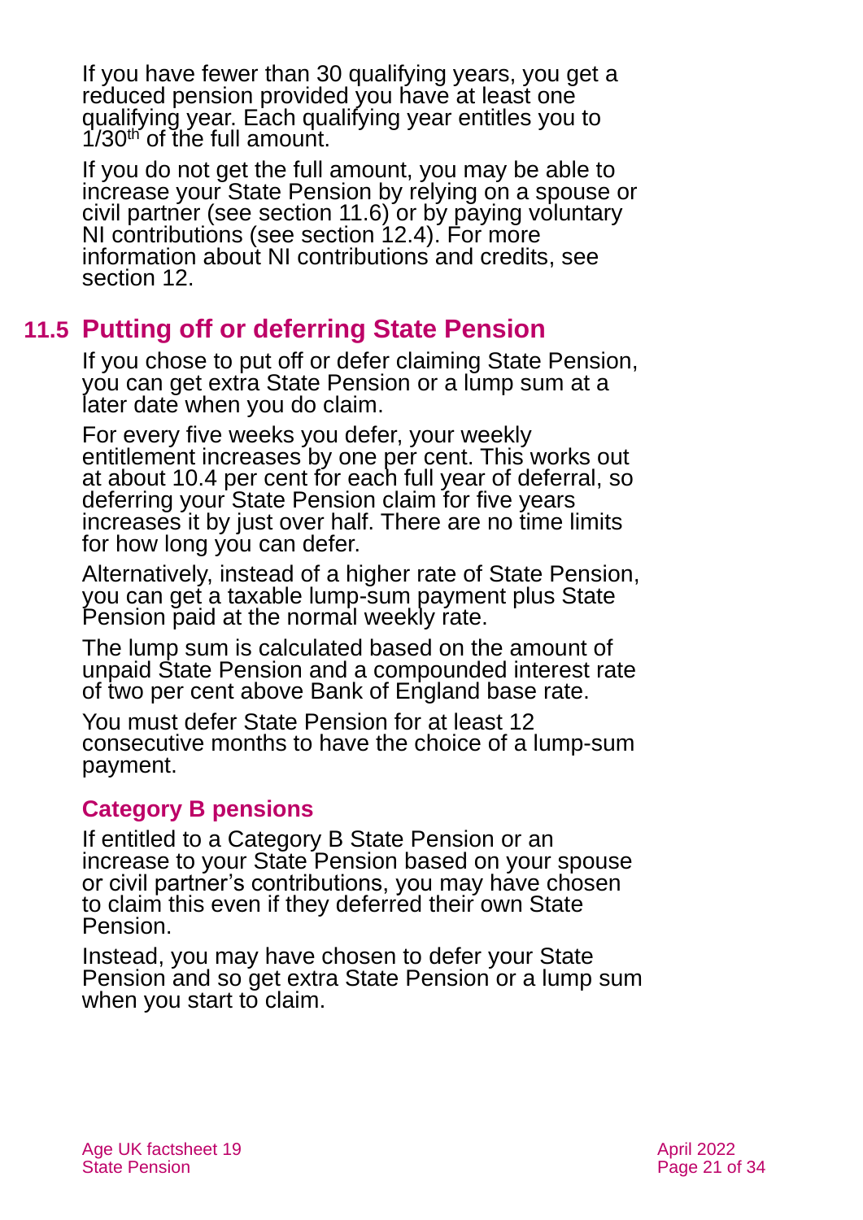If you have fewer than 30 qualifying years, you get a reduced pension provided you have at least one qualifying year. Each qualifying year entitles you to 1/30th of the full amount.

If you do not get the full amount, you may be able to increase your State Pension by relying on a spouse or civil partner (see section 11.6) or by paying voluntary NI contributions (see section 12.4). For more information about NI contributions and credits, see section 12.

## 11.5 Putting off or deferring State Pension

If you chose to put off or defer claiming State Pension, you can get extra State Pension or a lump sum at a later date when you do claim.

For every five weeks you defer, your weekly entitlement increases by one per cent. This works out at about 10.4 per cent for each full year of deferral, so deferring your State Pension claim for five years increases it by just over half. There are no time limits for how long you can defer.

Alternatively, instead of a higher rate of State Pension, you can get a taxable lump-sum payment plus State Pension paid at the normal weekly rate.

The lump sum is calculated based on the amount of unpaid State Pension and a compounded interest rate of two per cent above Bank of England base rate.

You must defer State Pension for at least 12 consecutive months to have the choice of a lump-sum payment.

### Category B pensions

If entitled to a Category B State Pension or an increase to your State Pension based on your spouse or civil partner's contributions, you may have chosen to claim this even if they deferred their own State Pension.

Instead, you may have chosen to defer your State Pension and so get extra State Pension or a lump sum when you start to claim.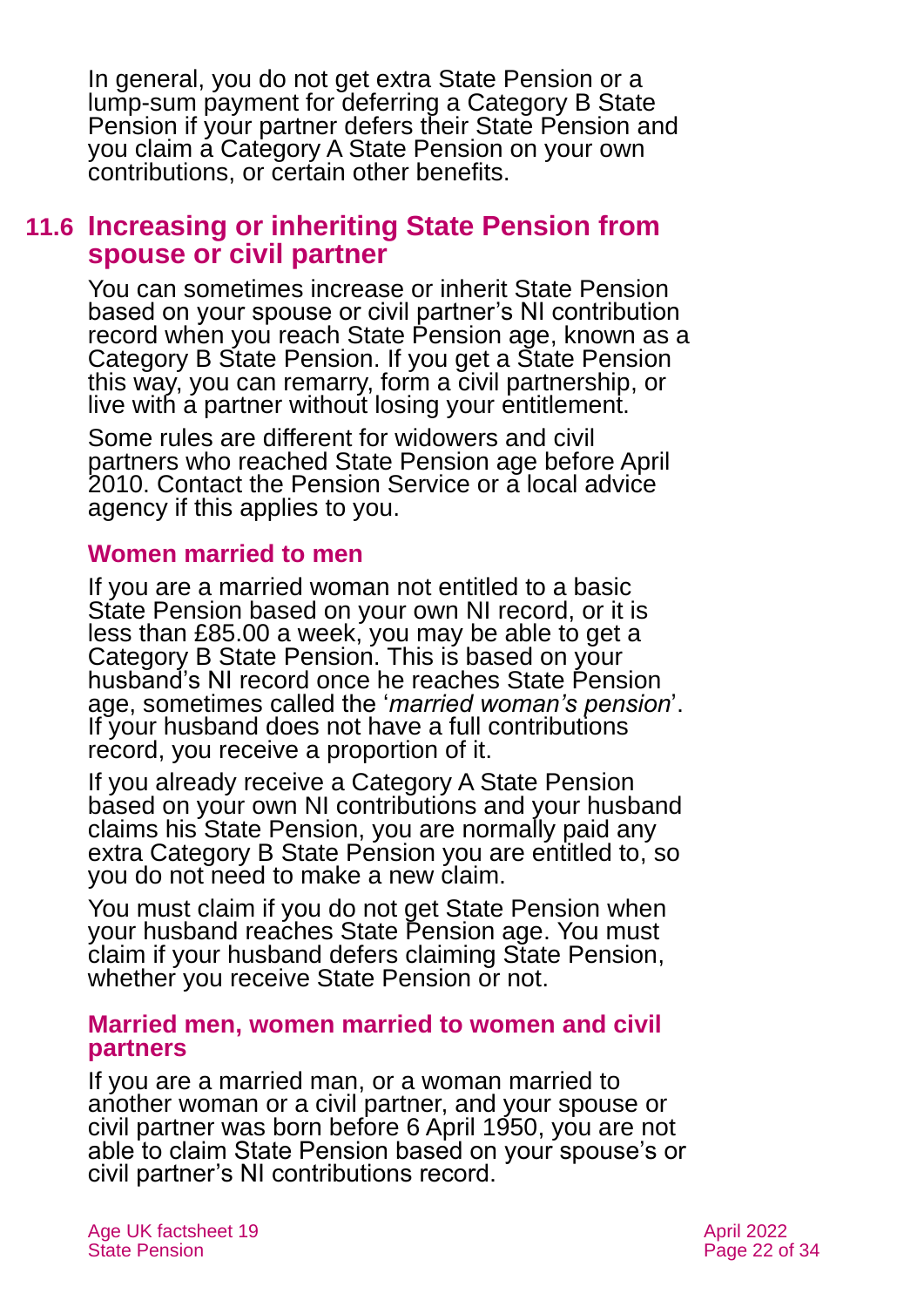In general, you do not get extra State Pension or a lump-sum payment for deferring a Category B State Pension if your partner defers their State Pension and you claim a Category A State Pension on your own contributions, or certain other benefits.

## 11.6 Increasing or inheriting State Pension from spouse or civil partner

You can sometimes increase or inherit State Pension based on your spouse or civil partner's NI contribution record when you reach State Pension age, known as a Category B State Pension. If you get a State Pension this way, you can remarry, form a civil partnership, or live with a partner without losing your entitlement.

Some rules are different for widowers and civil partners who reached State Pension age before April 2010. Contact the Pension Service or a local advice agency if this applies to you.

### Women married to men

If you are a married woman not entitled to a basic State Pension based on your own NI record, or it is less than £85.00 a week, you may be able to get a Category B State Pension. This is based on your husband's NI record once he reaches State Pension age, sometimes called the '*married woman's pension*'. If your husband does not have a full contributions record, you receive a proportion of it.

If you already receive a Category A State Pension based on your own NI contributions and your husband claims his State Pension, you are normally paid any extra Category B State Pension you are entitled to, so you do not need to make a new claim.

You must claim if you do not get State Pension when your husband reaches State Pension age. You must claim if your husband defers claiming State Pension, whether you receive State Pension or not.

### Married men, women married to women and civil partners

If you are a married man, or a woman married to another woman or a civil partner, and your spouse or civil partner was born before 6 April 1950, you are not able to claim State Pension based on your spouse's or civil partner's NI contributions record.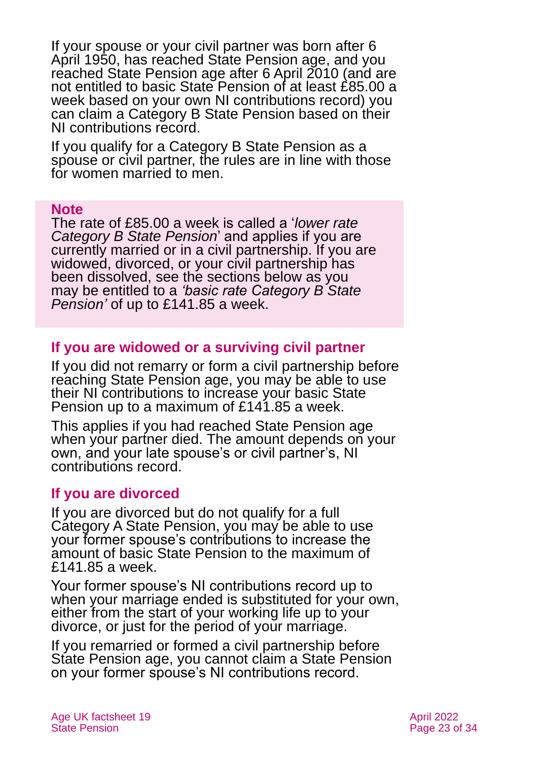If your spouse or your civil partner was born after 6 April 1950, has reached State Pension age, and you reached State Pension age after 6 April 2010 (and are not entitled to basic State Pension of at least £85.00 a week based on your own NI contributions record) you can claim a Category B State Pension based on their NI contributions record.

If you qualify for a Category B State Pension as a spouse or civil partner, the rules are in line with those for women married to men.

> **Note**
> The rate of £85.00 a week is called a '*lower rate Category B State Pension*' and applies if you are currently married or in a civil partnership. If you are widowed, divorced, or your civil partnership has been dissolved, see the sections below as you may be entitled to a *'basic rate Category B State Pension'* of up to £141.85 a week.

### If you are widowed or a surviving civil partner

If you did not remarry or form a civil partnership before reaching State Pension age, you may be able to use their NI contributions to increase your basic State Pension up to a maximum of £141.85 a week.

This applies if you had reached State Pension age when your partner died. The amount depends on your own, and your late spouse's or civil partner's, NI contributions record.

### If you are divorced

If you are divorced but do not qualify for a full Category A State Pension, you may be able to use your former spouse's contributions to increase the amount of basic State Pension to the maximum of £141.85 a week.

Your former spouse's NI contributions record up to when your marriage ended is substituted for your own, either from the start of your working life up to your divorce, or just for the period of your marriage.

If you remarried or formed a civil partnership before State Pension age, you cannot claim a State Pension on your former spouse's NI contributions record.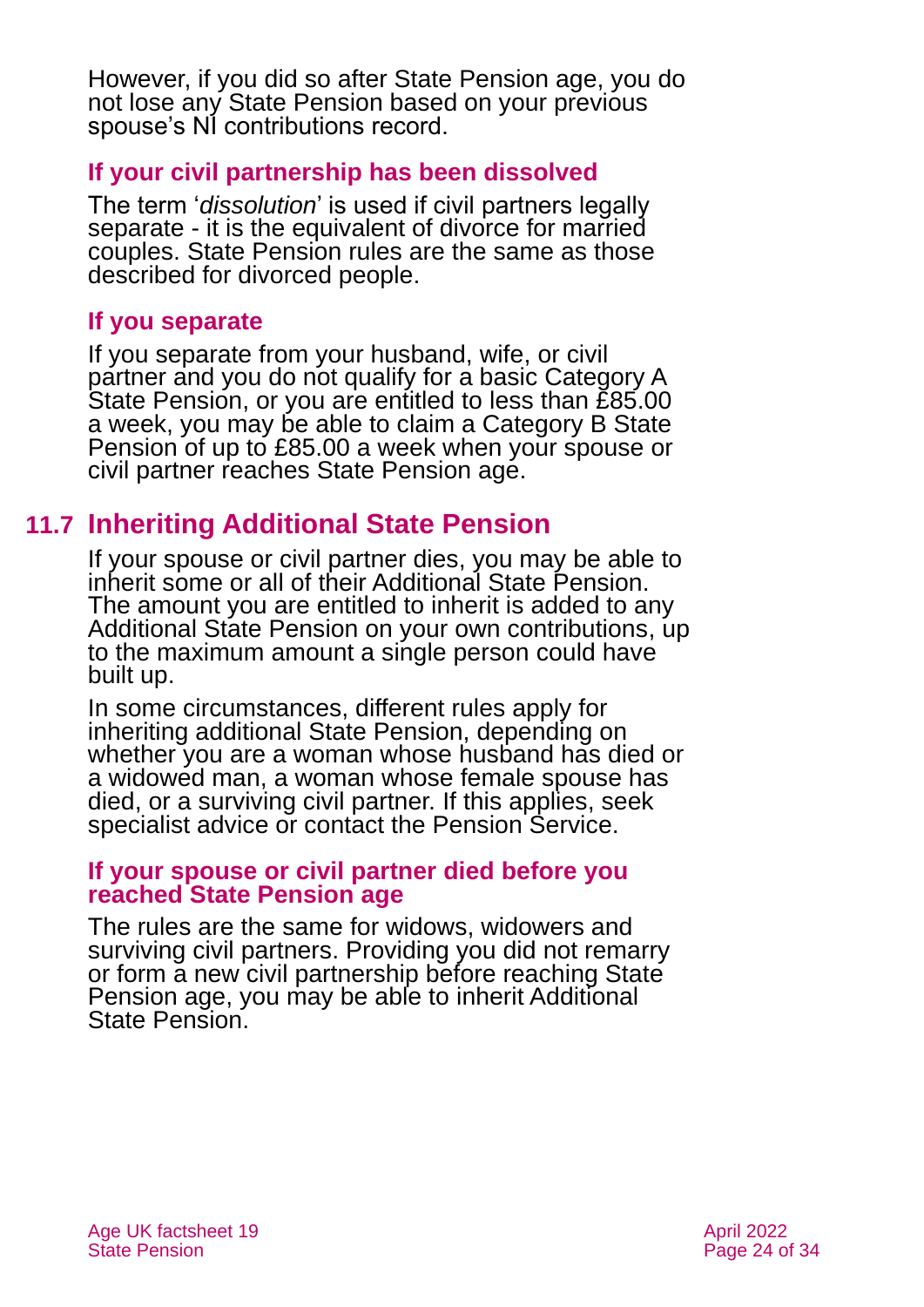However, if you did so after State Pension age, you do not lose any State Pension based on your previous spouse's NI contributions record.

### If your civil partnership has been dissolved

The term '*dissolution*' is used if civil partners legally separate - it is the equivalent of divorce for married couples. State Pension rules are the same as those described for divorced people.

### If you separate

If you separate from your husband, wife, or civil partner and you do not qualify for a basic Category A State Pension, or you are entitled to less than £85.00 a week, you may be able to claim a Category B State Pension of up to £85.00 a week when your spouse or civil partner reaches State Pension age.

## 11.7 Inheriting Additional State Pension

If your spouse or civil partner dies, you may be able to inherit some or all of their Additional State Pension. The amount you are entitled to inherit is added to any Additional State Pension on your own contributions, up to the maximum amount a single person could have built up.

In some circumstances, different rules apply for inheriting additional State Pension, depending on whether you are a woman whose husband has died or a widowed man, a woman whose female spouse has died, or a surviving civil partner. If this applies, seek specialist advice or contact the Pension Service.

### If your spouse or civil partner died before you reached State Pension age

The rules are the same for widows, widowers and surviving civil partners. Providing you did not remarry or form a new civil partnership before reaching State Pension age, you may be able to inherit Additional State Pension.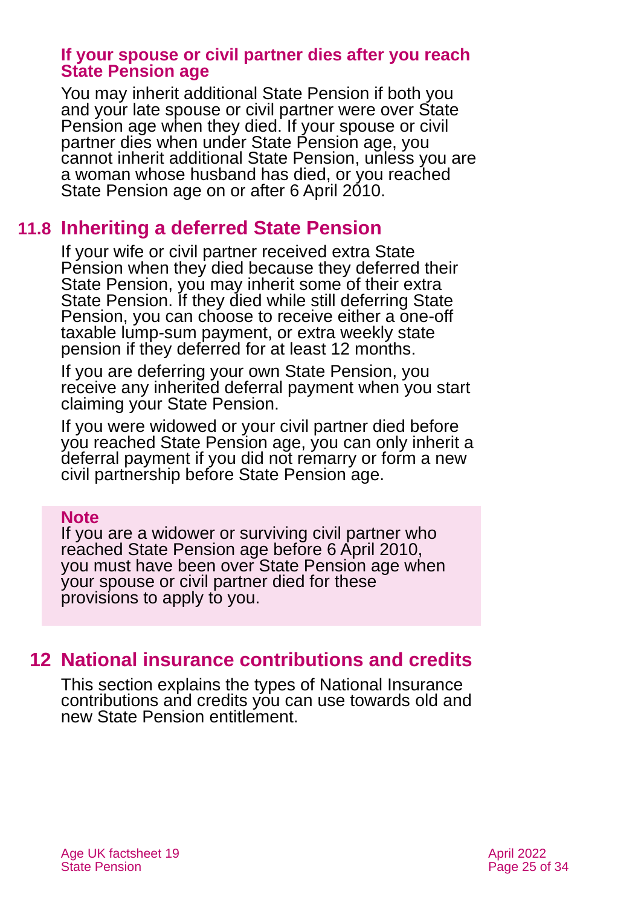### If your spouse or civil partner dies after you reach State Pension age

You may inherit additional State Pension if both you and your late spouse or civil partner were over State Pension age when they died. If your spouse or civil partner dies when under State Pension age, you cannot inherit additional State Pension, unless you are a woman whose husband has died, or you reached State Pension age on or after 6 April 2010.

## 11.8 Inheriting a deferred State Pension

If your wife or civil partner received extra State Pension when they died because they deferred their State Pension, you may inherit some of their extra State Pension. If they died while still deferring State Pension, you can choose to receive either a one-off taxable lump-sum payment, or extra weekly state pension if they deferred for at least 12 months.

If you are deferring your own State Pension, you receive any inherited deferral payment when you start claiming your State Pension.

If you were widowed or your civil partner died before you reached State Pension age, you can only inherit a deferral payment if you did not remarry or form a new civil partnership before State Pension age.

**Note**
If you are a widower or surviving civil partner who reached State Pension age before 6 April 2010, you must have been over State Pension age when your spouse or civil partner died for these provisions to apply to you.

# 12 National insurance contributions and credits

This section explains the types of National Insurance contributions and credits you can use towards old and new State Pension entitlement.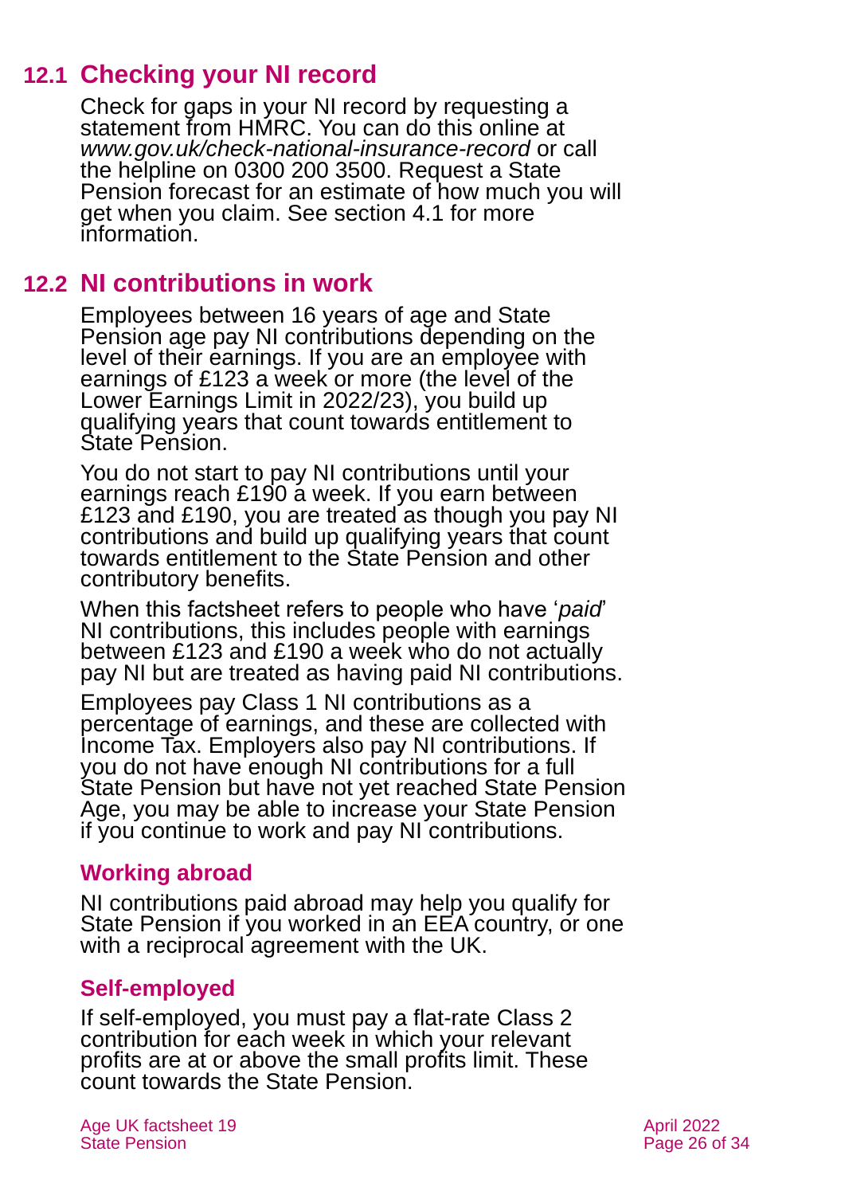## 12.1 Checking your NI record

Check for gaps in your NI record by requesting a statement from HMRC. You can do this online at *www.gov.uk/check-national-insurance-record* or call the helpline on 0300 200 3500. Request a State Pension forecast for an estimate of how much you will get when you claim. See section 4.1 for more information.

## 12.2 NI contributions in work

Employees between 16 years of age and State Pension age pay NI contributions depending on the level of their earnings. If you are an employee with earnings of £123 a week or more (the level of the Lower Earnings Limit in 2022/23), you build up qualifying years that count towards entitlement to State Pension.

You do not start to pay NI contributions until your earnings reach £190 a week. If you earn between £123 and £190, you are treated as though you pay NI contributions and build up qualifying years that count towards entitlement to the State Pension and other contributory benefits.

When this factsheet refers to people who have '*paid*' NI contributions, this includes people with earnings between £123 and £190 a week who do not actually pay NI but are treated as having paid NI contributions.

Employees pay Class 1 NI contributions as a percentage of earnings, and these are collected with Income Tax. Employers also pay NI contributions. If you do not have enough NI contributions for a full State Pension but have not yet reached State Pension Age, you may be able to increase your State Pension if you continue to work and pay NI contributions.

### Working abroad

NI contributions paid abroad may help you qualify for State Pension if you worked in an EEA country, or one with a reciprocal agreement with the UK.

### Self-employed

If self-employed, you must pay a flat-rate Class 2 contribution for each week in which your relevant profits are at or above the small profits limit. These count towards the State Pension.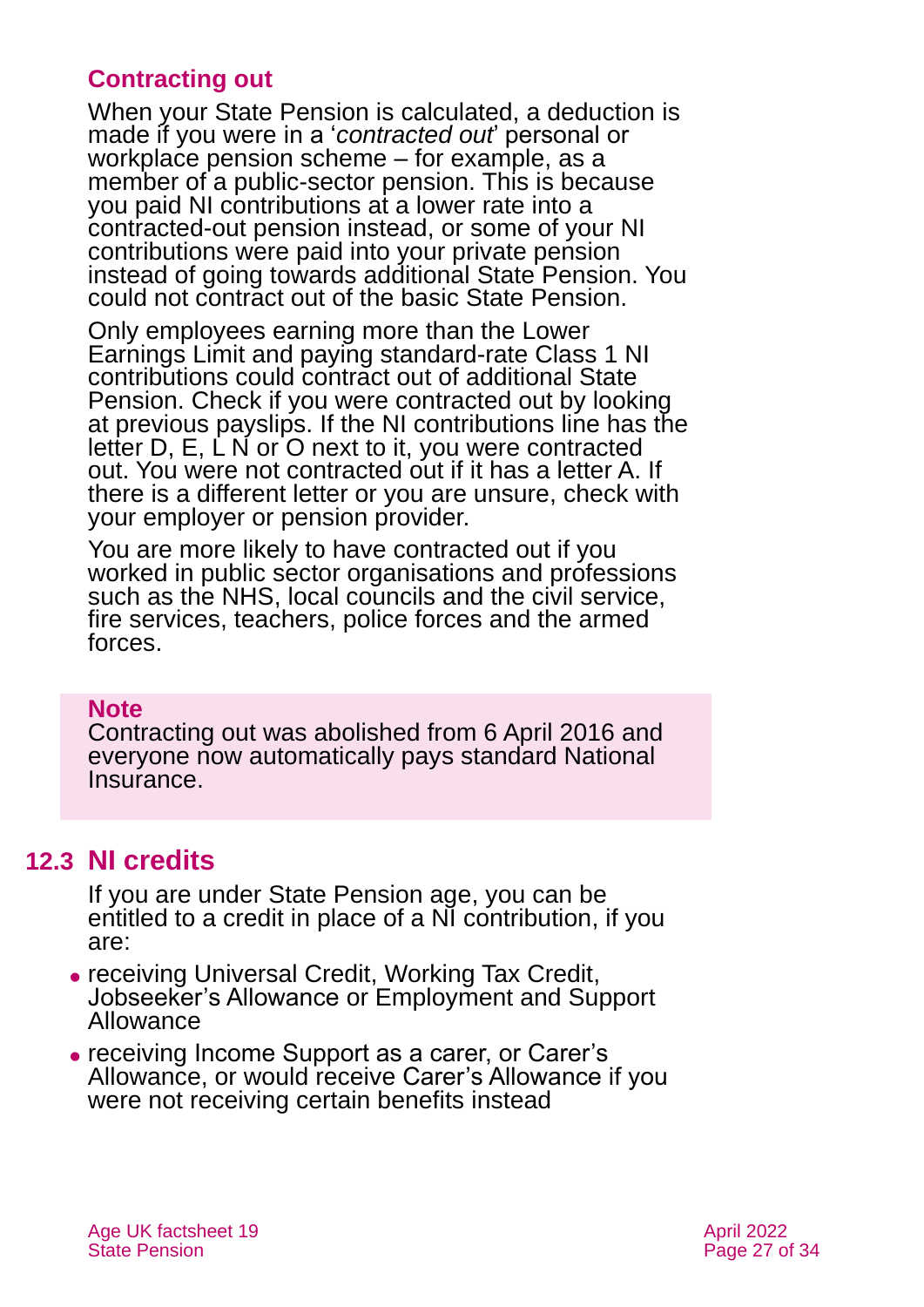### Contracting out

When your State Pension is calculated, a deduction is made if you were in a '*contracted out*' personal or workplace pension scheme – for example, as a member of a public-sector pension. This is because you paid NI contributions at a lower rate into a contracted-out pension instead, or some of your NI contributions were paid into your private pension instead of going towards additional State Pension. You could not contract out of the basic State Pension.

Only employees earning more than the Lower Earnings Limit and paying standard-rate Class 1 NI contributions could contract out of additional State Pension. Check if you were contracted out by looking at previous payslips. If the NI contributions line has the letter D, E, L N or O next to it, you were contracted out. You were not contracted out if it has a letter A. If there is a different letter or you are unsure, check with your employer or pension provider.

You are more likely to have contracted out if you worked in public sector organisations and professions such as the NHS, local councils and the civil service, fire services, teachers, police forces and the armed forces.

**Note**
Contracting out was abolished from 6 April 2016 and everyone now automatically pays standard National Insurance.

## 12.3 NI credits

If you are under State Pension age, you can be entitled to a credit in place of a NI contribution, if you are:

- receiving Universal Credit, Working Tax Credit, Jobseeker's Allowance or Employment and Support Allowance
- receiving Income Support as a carer, or Carer's Allowance, or would receive Carer's Allowance if you were not receiving certain benefits instead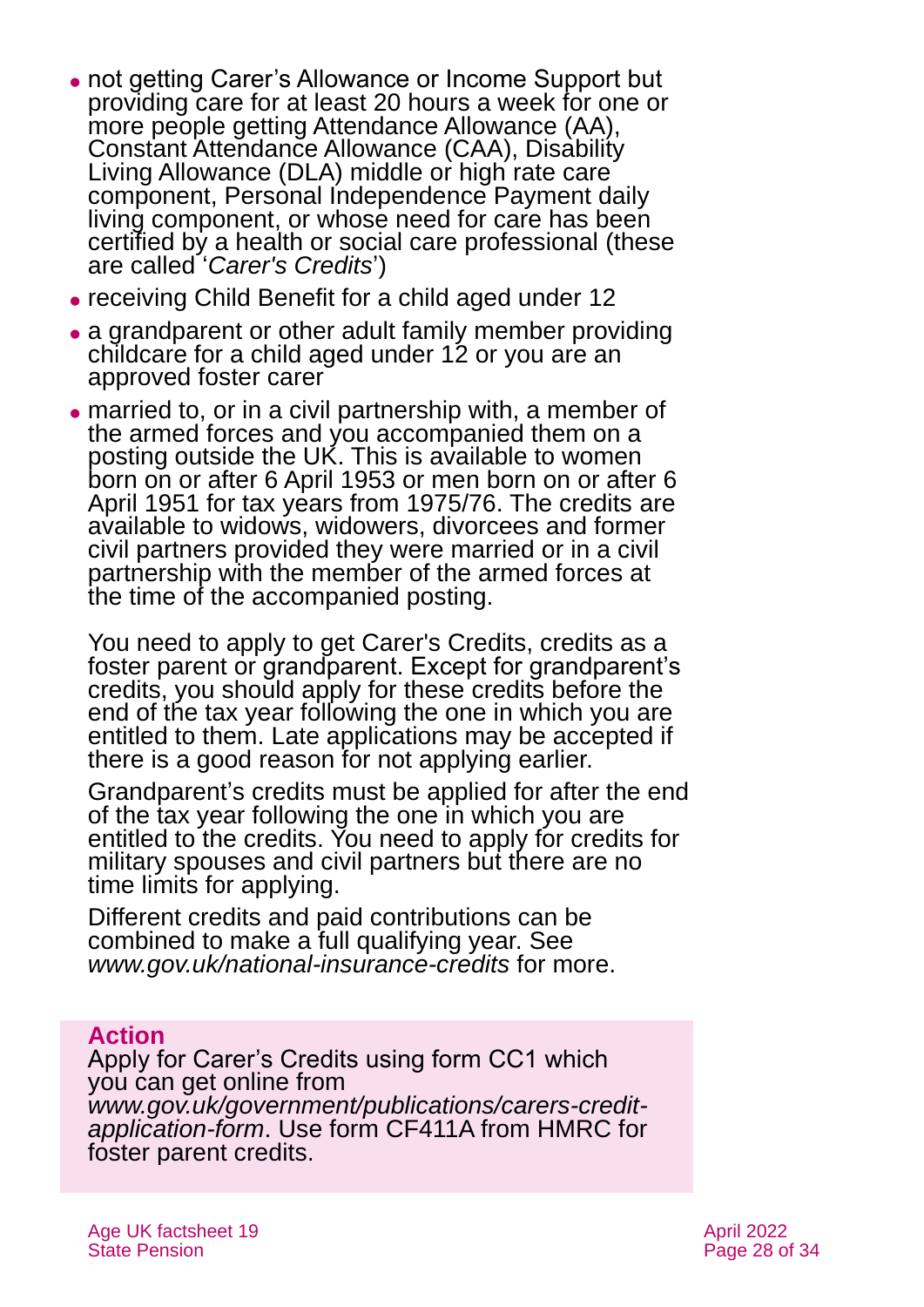- not getting Carer's Allowance or Income Support but providing care for at least 20 hours a week for one or more people getting Attendance Allowance (AA), Constant Attendance Allowance (CAA), Disability Living Allowance (DLA) middle or high rate care component, Personal Independence Payment daily living component, or whose need for care has been certified by a health or social care professional (these are called '*Carer's Credits*')
- receiving Child Benefit for a child aged under 12
- a grandparent or other adult family member providing childcare for a child aged under 12 or you are an approved foster carer
- married to, or in a civil partnership with, a member of the armed forces and you accompanied them on a posting outside the UK. This is available to women born on or after 6 April 1953 or men born on or after 6 April 1951 for tax years from 1975/76. The credits are available to widows, widowers, divorcees and former civil partners provided they were married or in a civil partnership with the member of the armed forces at the time of the accompanied posting.

You need to apply to get Carer's Credits, credits as a foster parent or grandparent. Except for grandparent's credits, you should apply for these credits before the end of the tax year following the one in which you are entitled to them. Late applications may be accepted if there is a good reason for not applying earlier.

Grandparent's credits must be applied for after the end of the tax year following the one in which you are entitled to the credits. You need to apply for credits for military spouses and civil partners but there are no time limits for applying.

Different credits and paid contributions can be combined to make a full qualifying year. See *www.gov.uk/national-insurance-credits* for more.

**Action**

Apply for Carer's Credits using form CC1 which you can get online from *www.gov.uk/government/publications/carers-credit-application-form*. Use form CF411A from HMRC for foster parent credits.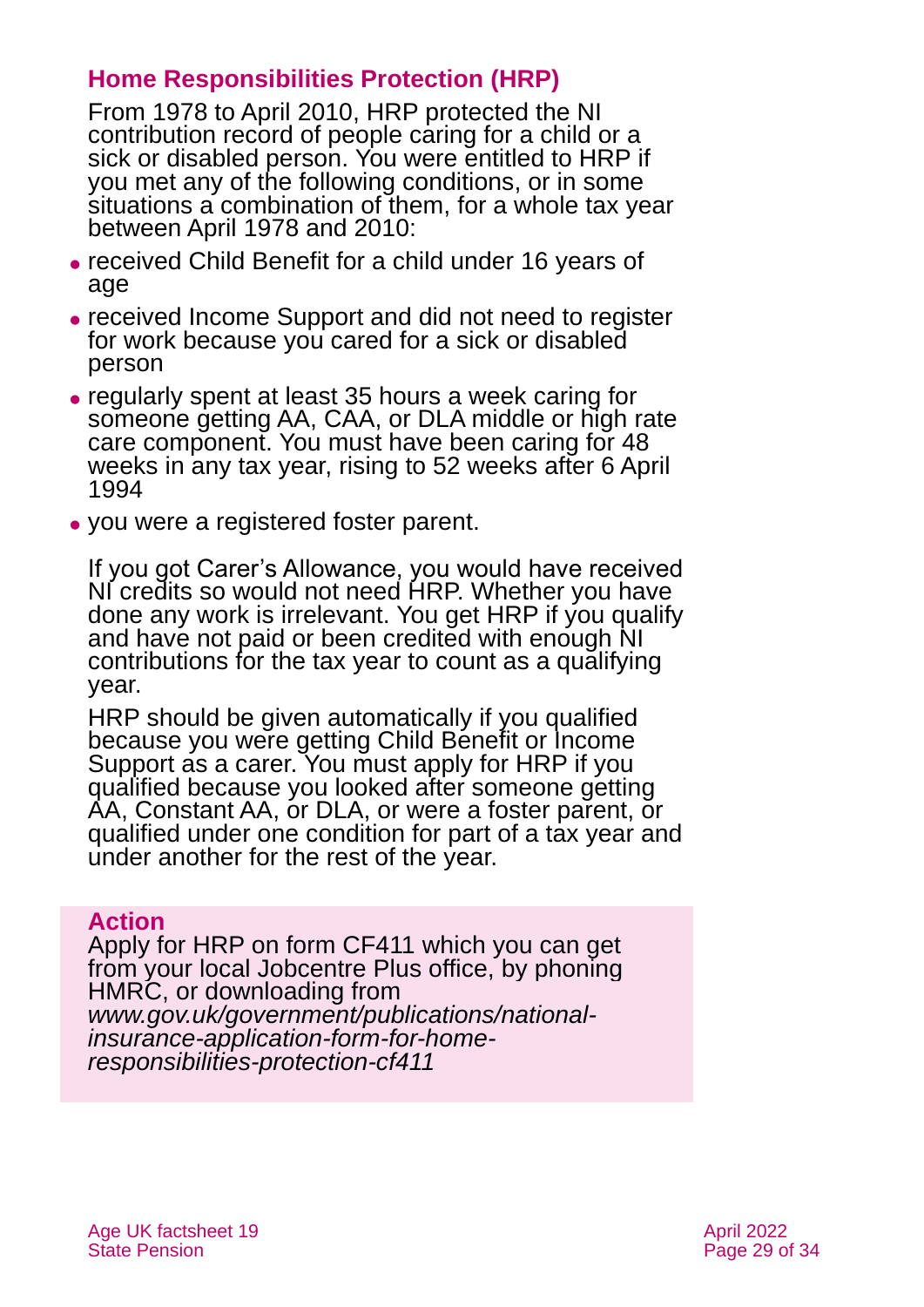## Home Responsibilities Protection (HRP)

From 1978 to April 2010, HRP protected the NI contribution record of people caring for a child or a sick or disabled person. You were entitled to HRP if you met any of the following conditions, or in some situations a combination of them, for a whole tax year between April 1978 and 2010:

- received Child Benefit for a child under 16 years of age
- received Income Support and did not need to register for work because you cared for a sick or disabled person
- regularly spent at least 35 hours a week caring for someone getting AA, CAA, or DLA middle or high rate care component. You must have been caring for 48 weeks in any tax year, rising to 52 weeks after 6 April 1994
- you were a registered foster parent.

If you got Carer's Allowance, you would have received NI credits so would not need HRP. Whether you have done any work is irrelevant. You get HRP if you qualify and have not paid or been credited with enough NI contributions for the tax year to count as a qualifying year.

HRP should be given automatically if you qualified because you were getting Child Benefit or Income Support as a carer. You must apply for HRP if you qualified because you looked after someone getting AA, Constant AA, or DLA, or were a foster parent, or qualified under one condition for part of a tax year and under another for the rest of the year.

### Action

Apply for HRP on form CF411 which you can get from your local Jobcentre Plus office, by phoning HMRC, or downloading from *www.gov.uk/government/publications/national-insurance-application-form-for-home-responsibilities-protection-cf411*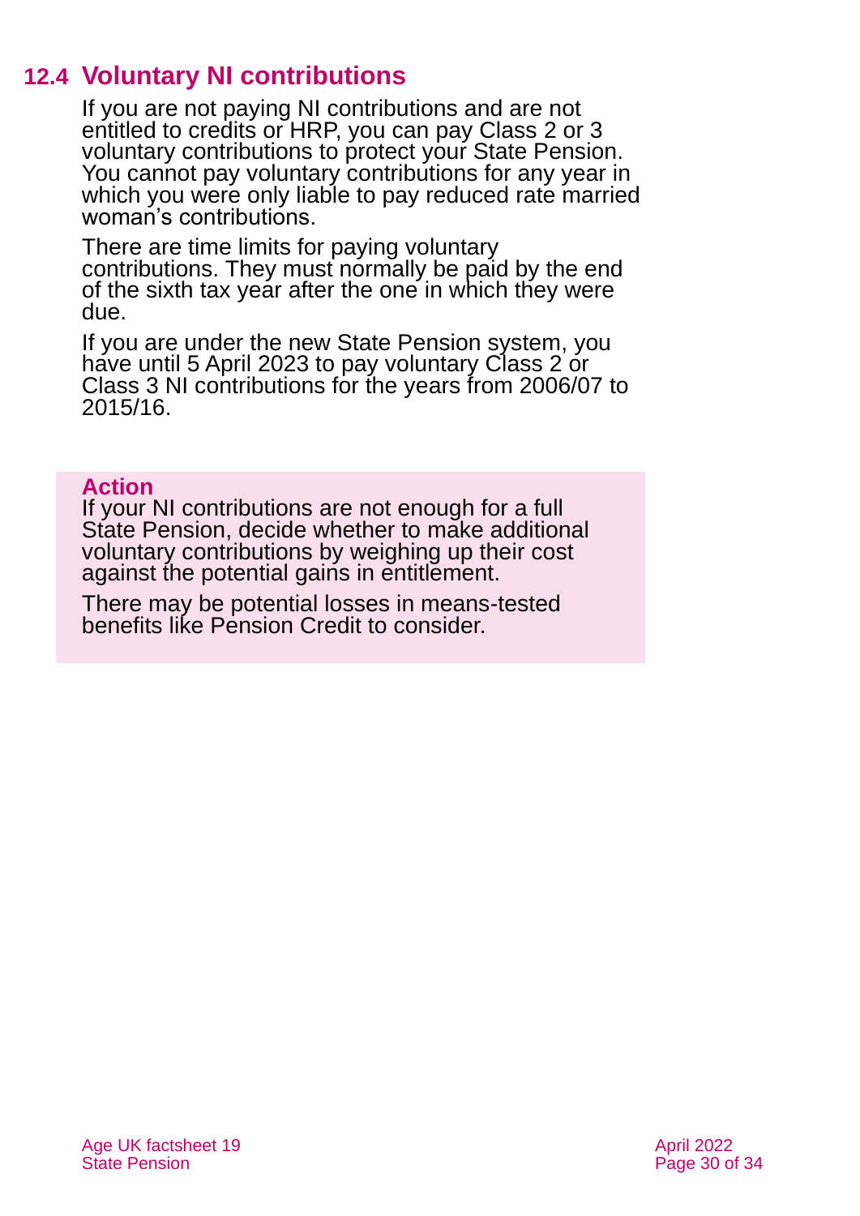## 12.4 Voluntary NI contributions

If you are not paying NI contributions and are not entitled to credits or HRP, you can pay Class 2 or 3 voluntary contributions to protect your State Pension. You cannot pay voluntary contributions for any year in which you were only liable to pay reduced rate married woman's contributions.

There are time limits for paying voluntary contributions. They must normally be paid by the end of the sixth tax year after the one in which they were due.

If you are under the new State Pension system, you have until 5 April 2023 to pay voluntary Class 2 or Class 3 NI contributions for the years from 2006/07 to 2015/16.

**Action**

If your NI contributions are not enough for a full State Pension, decide whether to make additional voluntary contributions by weighing up their cost against the potential gains in entitlement.

There may be potential losses in means-tested benefits like Pension Credit to consider.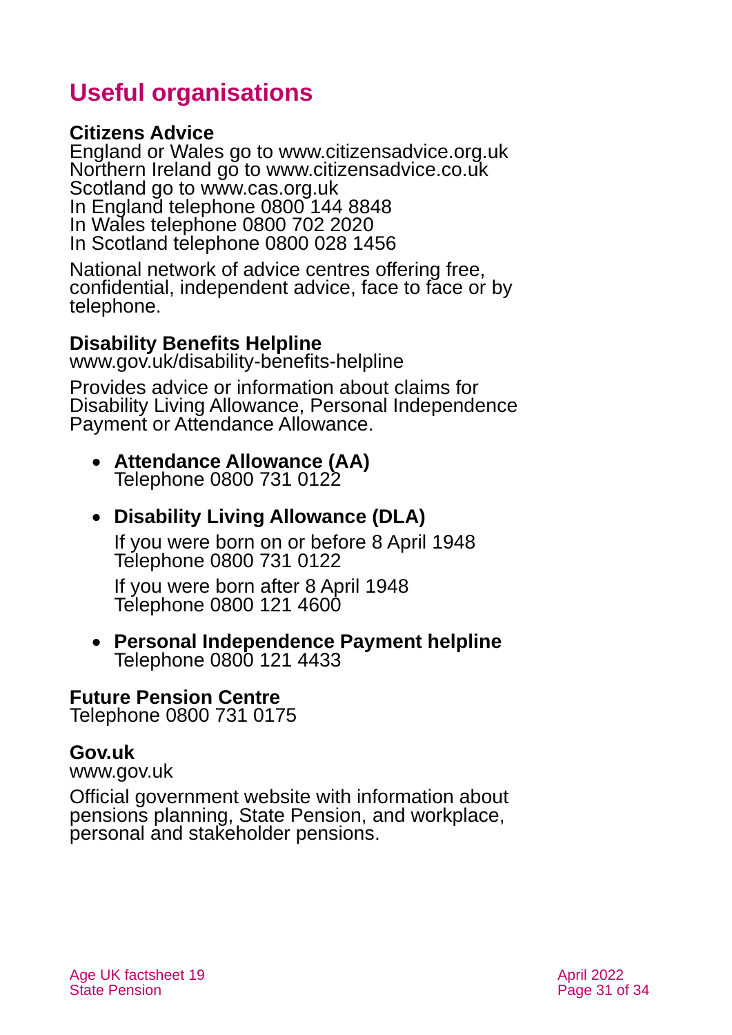# Useful organisations

**Citizens Advice**
England or Wales go to www.citizensadvice.org.uk
Northern Ireland go to www.citizensadvice.co.uk
Scotland go to www.cas.org.uk
In England telephone 0800 144 8848
In Wales telephone 0800 702 2020
In Scotland telephone 0800 028 1456

National network of advice centres offering free, confidential, independent advice, face to face or by telephone.

**Disability Benefits Helpline**
www.gov.uk/disability-benefits-helpline

Provides advice or information about claims for Disability Living Allowance, Personal Independence Payment or Attendance Allowance.

- **Attendance Allowance (AA)**
  Telephone 0800 731 0122

- **Disability Living Allowance (DLA)**

  If you were born on or before 8 April 1948
  Telephone 0800 731 0122

  If you were born after 8 April 1948
  Telephone 0800 121 4600

- **Personal Independence Payment helpline**
  Telephone 0800 121 4433

**Future Pension Centre**
Telephone 0800 731 0175

**Gov.uk**
www.gov.uk

Official government website with information about pensions planning, State Pension, and workplace, personal and stakeholder pensions.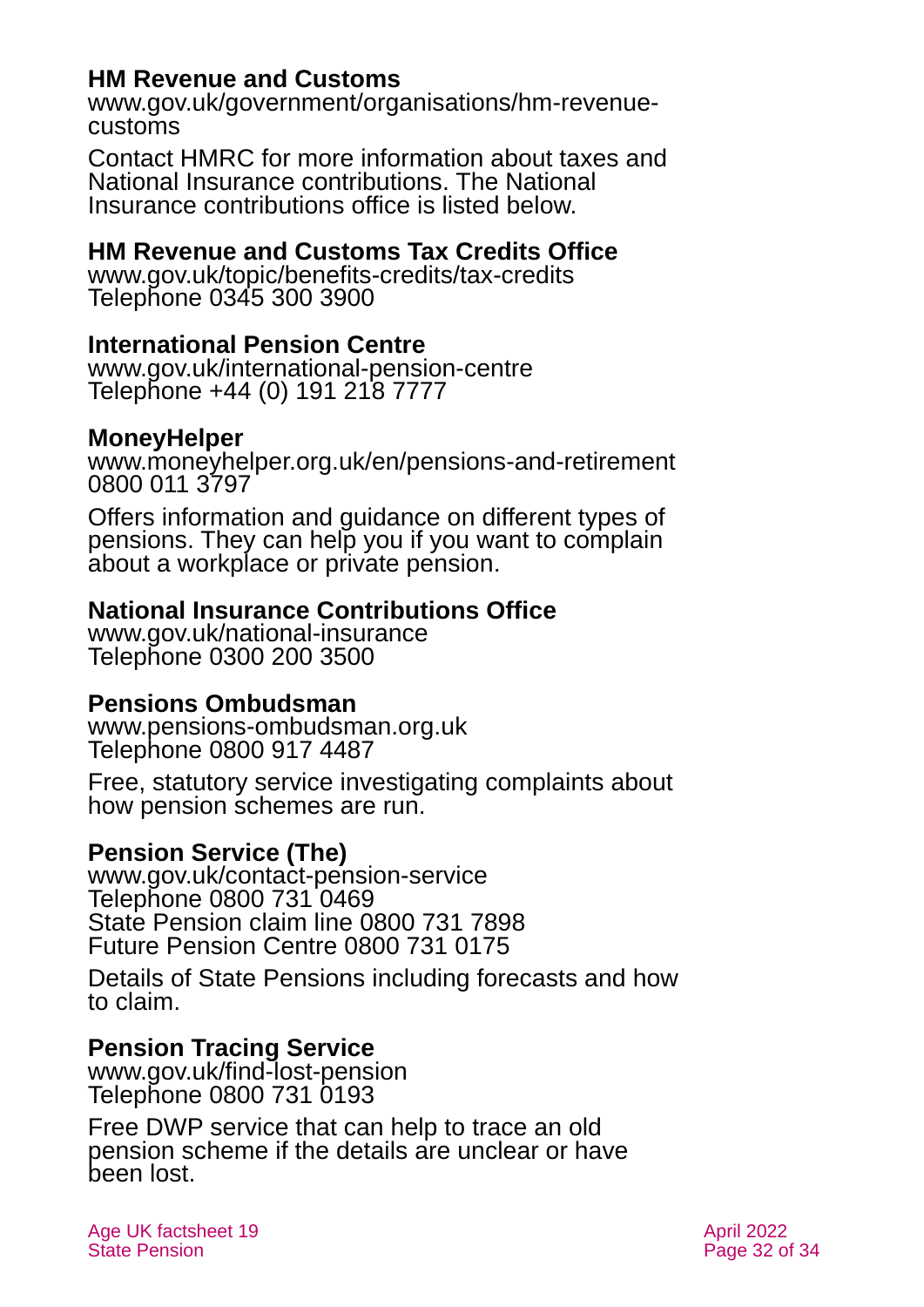**HM Revenue and Customs**
www.gov.uk/government/organisations/hm-revenue-customs

Contact HMRC for more information about taxes and National Insurance contributions. The National Insurance contributions office is listed below.

**HM Revenue and Customs Tax Credits Office**
www.gov.uk/topic/benefits-credits/tax-credits
Telephone 0345 300 3900

**International Pension Centre**
www.gov.uk/international-pension-centre
Telephone +44 (0) 191 218 7777

**MoneyHelper**
www.moneyhelper.org.uk/en/pensions-and-retirement
0800 011 3797

Offers information and guidance on different types of pensions. They can help you if you want to complain about a workplace or private pension.

**National Insurance Contributions Office**
www.gov.uk/national-insurance
Telephone 0300 200 3500

**Pensions Ombudsman**
www.pensions-ombudsman.org.uk
Telephone 0800 917 4487

Free, statutory service investigating complaints about how pension schemes are run.

**Pension Service (The)**
www.gov.uk/contact-pension-service
Telephone 0800 731 0469
State Pension claim line 0800 731 7898
Future Pension Centre 0800 731 0175

Details of State Pensions including forecasts and how to claim.

**Pension Tracing Service**
www.gov.uk/find-lost-pension
Telephone 0800 731 0193

Free DWP service that can help to trace an old pension scheme if the details are unclear or have been lost.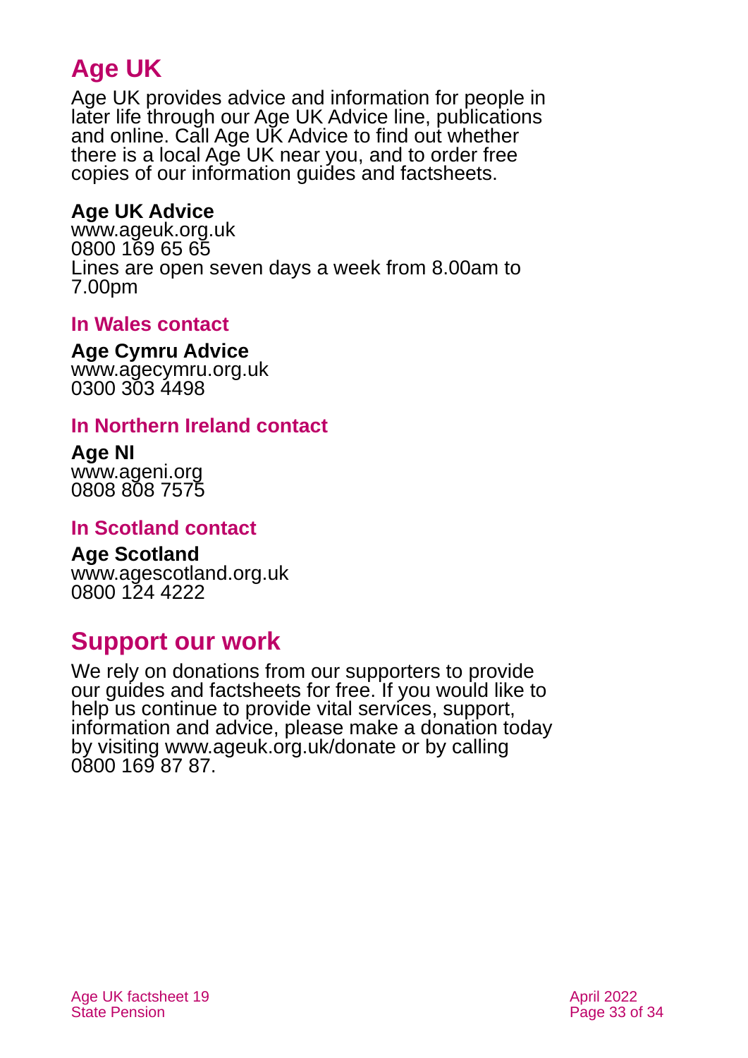## Age UK

Age UK provides advice and information for people in later life through our Age UK Advice line, publications and online. Call Age UK Advice to find out whether there is a local Age UK near you, and to order free copies of our information guides and factsheets.

**Age UK Advice**
www.ageuk.org.uk
0800 169 65 65
Lines are open seven days a week from 8.00am to 7.00pm

### In Wales contact

**Age Cymru Advice**
www.agecymru.org.uk
0300 303 4498

### In Northern Ireland contact

**Age NI**
www.ageni.org
0808 808 7575

### In Scotland contact

**Age Scotland**
www.agescotland.org.uk
0800 124 4222

## Support our work

We rely on donations from our supporters to provide our guides and factsheets for free. If you would like to help us continue to provide vital services, support, information and advice, please make a donation today by visiting www.ageuk.org.uk/donate or by calling 0800 169 87 87.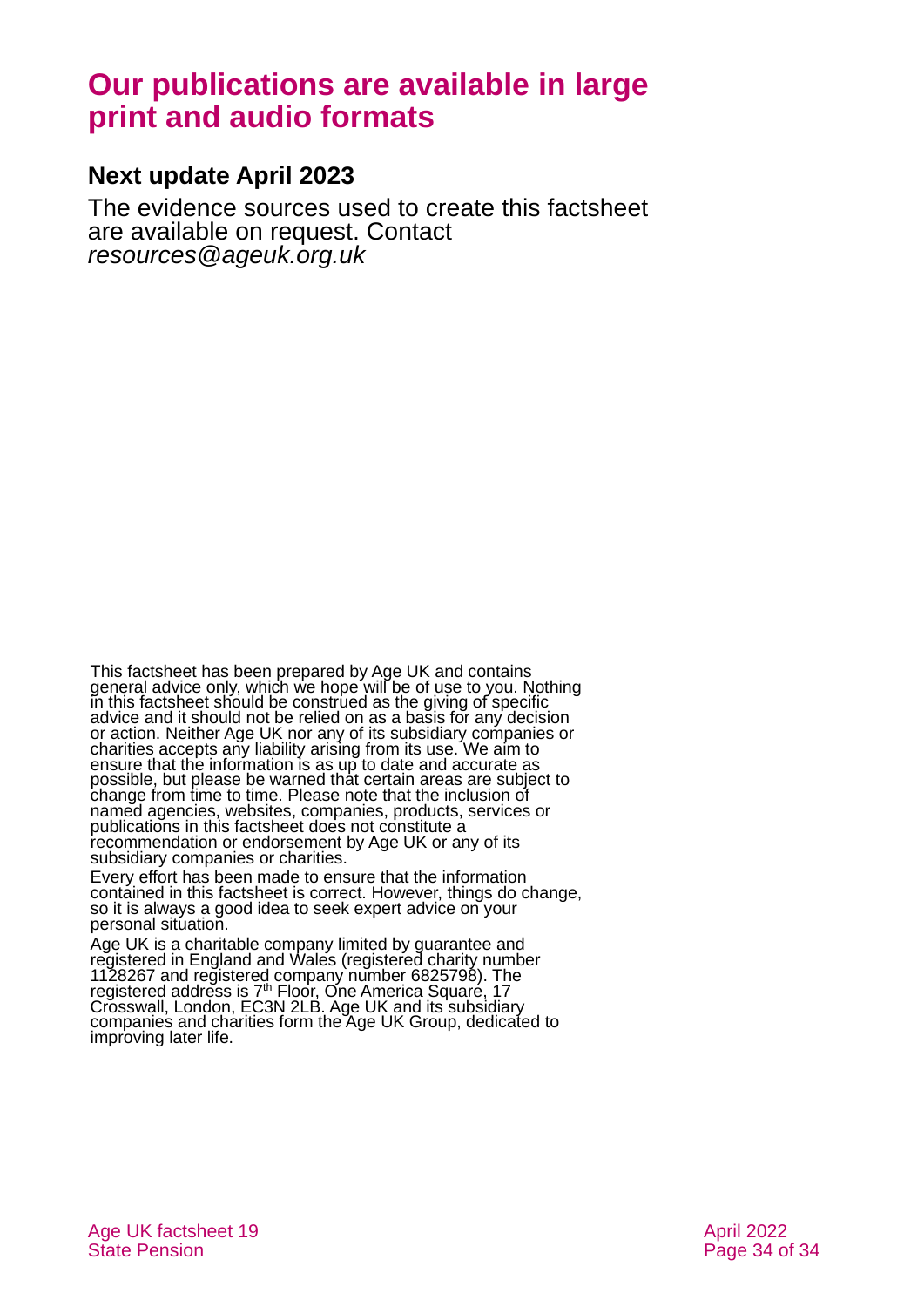# Our publications are available in large print and audio formats

## Next update April 2023

The evidence sources used to create this factsheet are available on request. Contact *resources@ageuk.org.uk*

This factsheet has been prepared by Age UK and contains general advice only, which we hope will be of use to you. Nothing in this factsheet should be construed as the giving of specific advice and it should not be relied on as a basis for any decision or action. Neither Age UK nor any of its subsidiary companies or charities accepts any liability arising from its use. We aim to ensure that the information is as up to date and accurate as possible, but please be warned that certain areas are subject to change from time to time. Please note that the inclusion of named agencies, websites, companies, products, services or publications in this factsheet does not constitute a recommendation or endorsement by Age UK or any of its subsidiary companies or charities.

Every effort has been made to ensure that the information contained in this factsheet is correct. However, things do change, so it is always a good idea to seek expert advice on your personal situation.

Age UK is a charitable company limited by guarantee and registered in England and Wales (registered charity number 1128267 and registered company number 6825798). The registered address is 7th Floor, One America Square, 17 Crosswall, London, EC3N 2LB. Age UK and its subsidiary companies and charities form the Age UK Group, dedicated to improving later life.